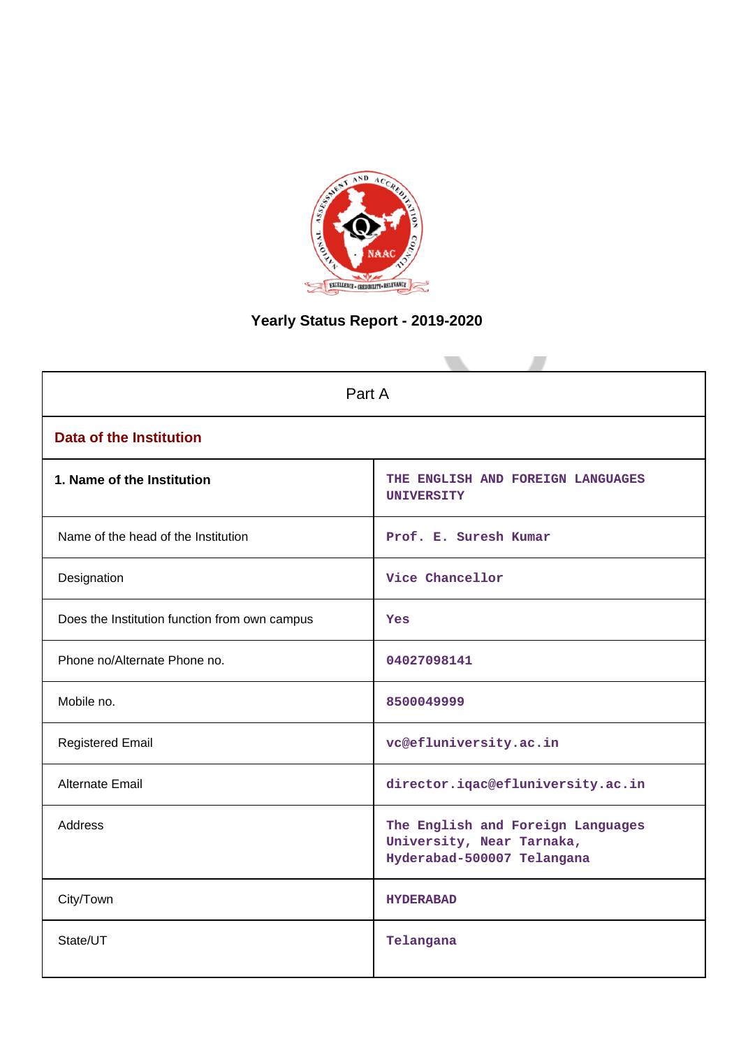# Yearly Status Report - 2019-2020

| Part A | |
|---|---|
| **Data of the Institution** | |
| **1. Name of the Institution** | THE ENGLISH AND FOREIGN LANGUAGES UNIVERSITY |
| Name of the head of the Institution | Prof. E. Suresh Kumar |
| Designation | Vice Chancellor |
| Does the Institution function from own campus | Yes |
| Phone no/Alternate Phone no. | 04027098141 |
| Mobile no. | 8500049999 |
| Registered Email | vc@efluniversity.ac.in |
| Alternate Email | director.iqac@efluniversity.ac.in |
| Address | The English and Foreign Languages University, Near Tarnaka, Hyderabad-500007 Telangana |
| City/Town | HYDERABAD |
| State/UT | Telangana |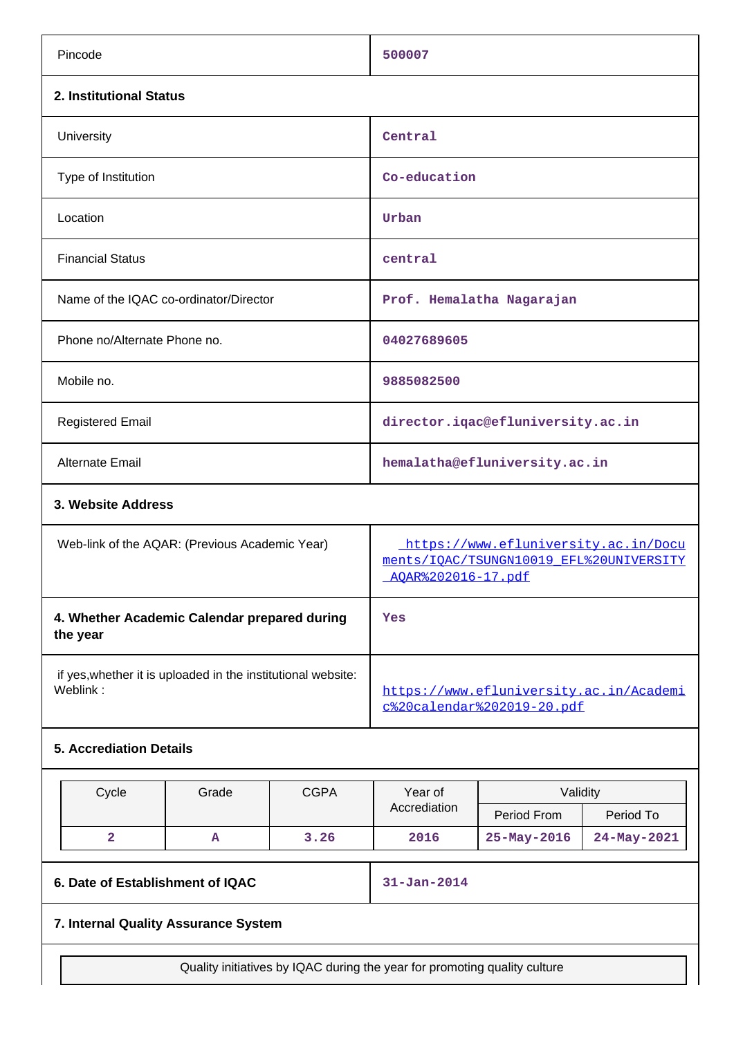| | |
|---|---|
| Pincode | 500007 |

**2. Institutional Status**

| | |
|---|---|
| University | Central |
| Type of Institution | Co-education |
| Location | Urban |
| Financial Status | central |
| Name of the IQAC co-ordinator/Director | Prof. Hemalatha Nagarajan |
| Phone no/Alternate Phone no. | 04027689605 |
| Mobile no. | 9885082500 |
| Registered Email | director.iqac@efluniversity.ac.in |
| Alternate Email | hemalatha@efluniversity.ac.in |

**3. Website Address**

| | |
|---|---|
| Web-link of the AQAR: (Previous Academic Year) | https://www.efluniversity.ac.in/Documents/IQAC/TSUNGN10019_EFL%20UNIVERSITY_AQAR%202016-17.pdf |
| **4. Whether Academic Calendar prepared during the year** | Yes |
| if yes,whether it is uploaded in the institutional website: Weblink : | https://www.efluniversity.ac.in/Academic%20calendar%202019-20.pdf |

**5. Accrediation Details**

| Cycle | Grade | CGPA | Year of Accrediation | Validity | |
|---|---|---|---|---|---|
| | | | | Period From | Period To |
| 2 | A | 3.26 | 2016 | 25-May-2016 | 24-May-2021 |

| | |
|---|---|
| **6. Date of Establishment of IQAC** | 31-Jan-2014 |

**7. Internal Quality Assurance System**

| Quality initiatives by IQAC during the year for promoting quality culture |
|---|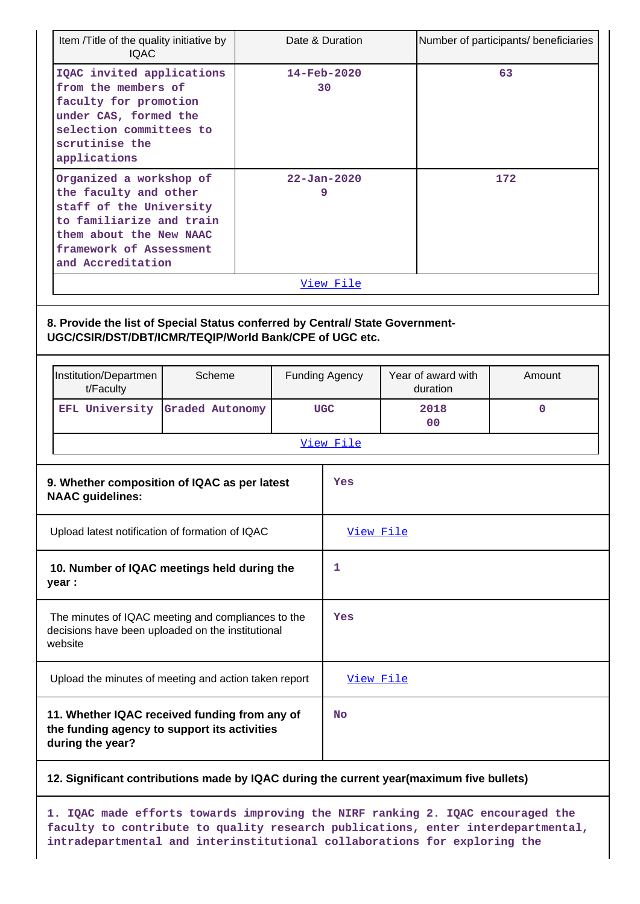| Item /Title of the quality initiative by IQAC | Date & Duration | Number of participants/ beneficiaries |
|---|---|---|
| IQAC invited applications from the members of faculty for promotion under CAS, formed the selection committees to scrutinise the applications | 14-Feb-2020<br>30 | 63 |
| Organized a workshop of the faculty and other staff of the University to familiarize and train them about the New NAAC framework of Assessment and Accreditation | 22-Jan-2020<br>9 | 172 |
| View File | | |

**8. Provide the list of Special Status conferred by Central/ State Government- UGC/CSIR/DST/DBT/ICMR/TEQIP/World Bank/CPE of UGC etc.**

| Institution/Department/Faculty | Scheme | Funding Agency | Year of award with duration | Amount |
|---|---|---|---|---|
| EFL University | Graded Autonomy | UGC | 2018<br>00 | 0 |
| View File | | | | |

| | |
|---|---|
| **9. Whether composition of IQAC as per latest NAAC guidelines:** | Yes |
| Upload latest notification of formation of IQAC | View File |
| **10. Number of IQAC meetings held during the year :** | 1 |
| The minutes of IQAC meeting and compliances to the decisions have been uploaded on the institutional website | Yes |
| Upload the minutes of meeting and action taken report | View File |
| **11. Whether IQAC received funding from any of the funding agency to support its activities during the year?** | No |

**12. Significant contributions made by IQAC during the current year(maximum five bullets)**

1. IQAC made efforts towards improving the NIRF ranking 2. IQAC encouraged the faculty to contribute to quality research publications, enter interdepartmental, intradepartmental and interinstitutional collaborations for exploring the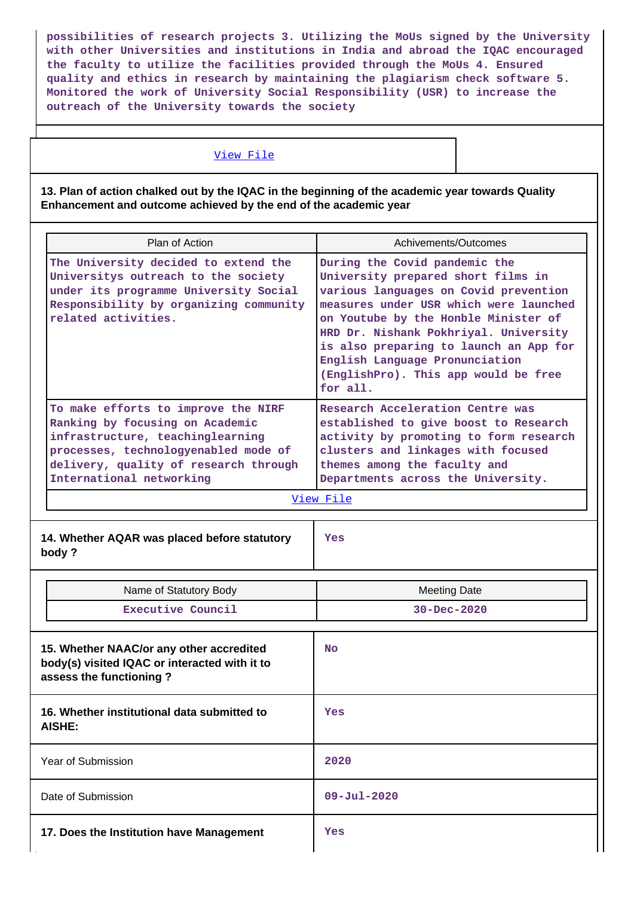possibilities of research projects 3. Utilizing the MoUs signed by the University with other Universities and institutions in India and abroad the IQAC encouraged the faculty to utilize the facilities provided through the MoUs 4. Ensured quality and ethics in research by maintaining the plagiarism check software 5. Monitored the work of University Social Responsibility (USR) to increase the outreach of the University towards the society

View File

**13. Plan of action chalked out by the IQAC in the beginning of the academic year towards Quality Enhancement and outcome achieved by the end of the academic year**

| Plan of Action | Achivements/Outcomes |
|---|---|
| The University decided to extend the Universitys outreach to the society under its programme University Social Responsibility by organizing community related activities. | During the Covid pandemic the University prepared short films in various languages on Covid prevention measures under USR which were launched on Youtube by the Honble Minister of HRD Dr. Nishank Pokhriyal. University is also preparing to launch an App for English Language Pronunciation (EnglishPro). This app would be free for all. |
| To make efforts to improve the NIRF Ranking by focusing on Academic infrastructure, teachinglearning processes, technologyenabled mode of delivery, quality of research through International networking | Research Acceleration Centre was established to give boost to Research activity by promoting to form research clusters and linkages with focused themes among the faculty and Departments across the University. |

View File

| **14. Whether AQAR was placed before statutory body ?** | Yes |
|---|---|

| Name of Statutory Body | Meeting Date |
|---|---|
| Executive Council | 30-Dec-2020 |

| **15. Whether NAAC/or any other accredited body(s) visited IQAC or interacted with it to assess the functioning ?** | No |
|---|---|
| **16. Whether institutional data submitted to AISHE:** | Yes |
| Year of Submission | 2020 |
| Date of Submission | 09-Jul-2020 |
| **17. Does the Institution have Management** | Yes |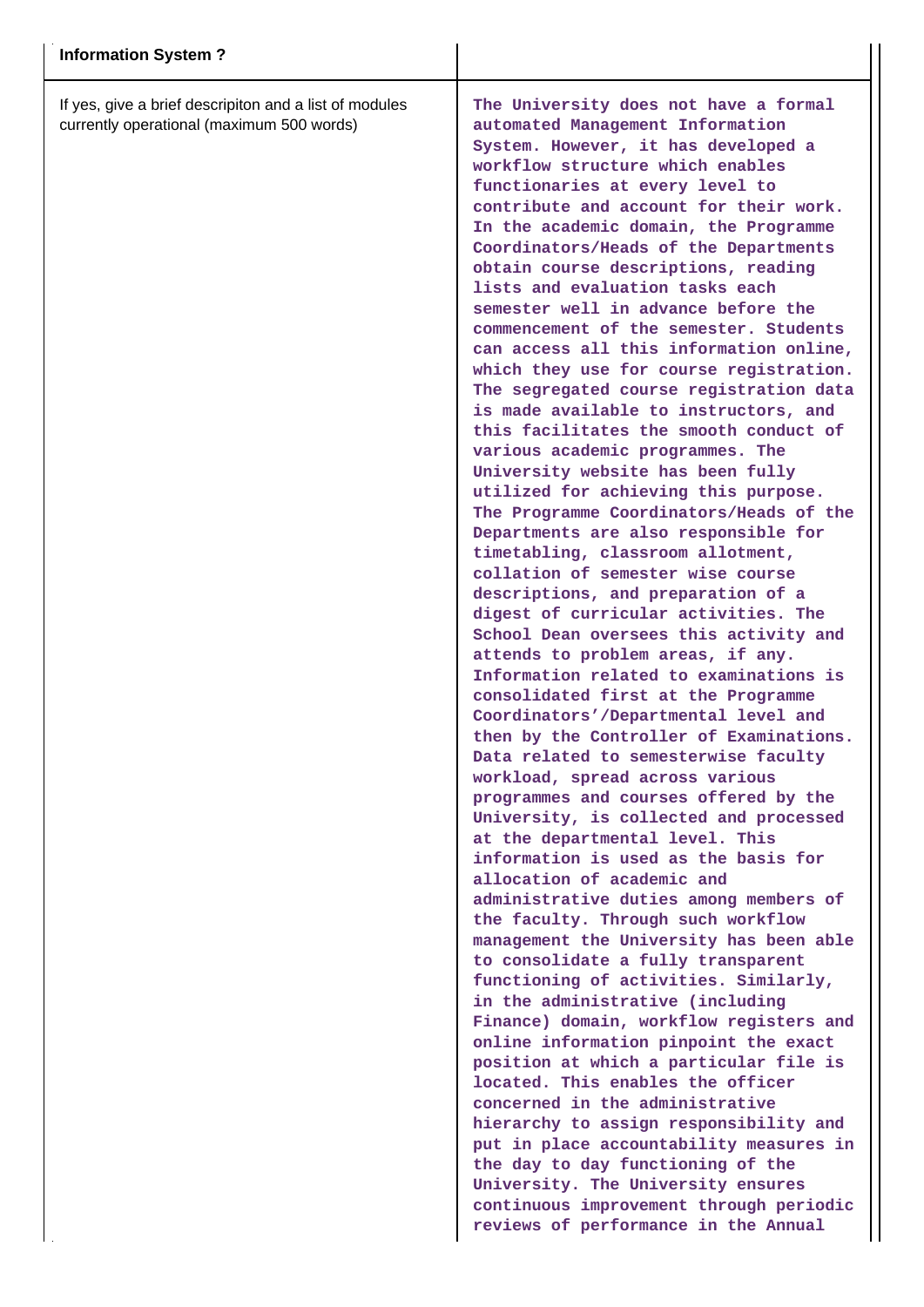| Information System ? | |
| --- | --- |
| If yes, give a brief descripiton and a list of modules currently operational (maximum 500 words) | The University does not have a formal automated Management Information System. However, it has developed a workflow structure which enables functionaries at every level to contribute and account for their work. In the academic domain, the Programme Coordinators/Heads of the Departments obtain course descriptions, reading lists and evaluation tasks each semester well in advance before the commencement of the semester. Students can access all this information online, which they use for course registration. The segregated course registration data is made available to instructors, and this facilitates the smooth conduct of various academic programmes. The University website has been fully utilized for achieving this purpose. The Programme Coordinators/Heads of the Departments are also responsible for timetabling, classroom allotment, collation of semester wise course descriptions, and preparation of a digest of curricular activities. The School Dean oversees this activity and attends to problem areas, if any. Information related to examinations is consolidated first at the Programme Coordinators'/Departmental level and then by the Controller of Examinations. Data related to semesterwise faculty workload, spread across various programmes and courses offered by the University, is collected and processed at the departmental level. This information is used as the basis for allocation of academic and administrative duties among members of the faculty. Through such workflow management the University has been able to consolidate a fully transparent functioning of activities. Similarly, in the administrative (including Finance) domain, workflow registers and online information pinpoint the exact position at which a particular file is located. This enables the officer concerned in the administrative hierarchy to assign responsibility and put in place accountability measures in the day to day functioning of the University. The University ensures continuous improvement through periodic reviews of performance in the Annual |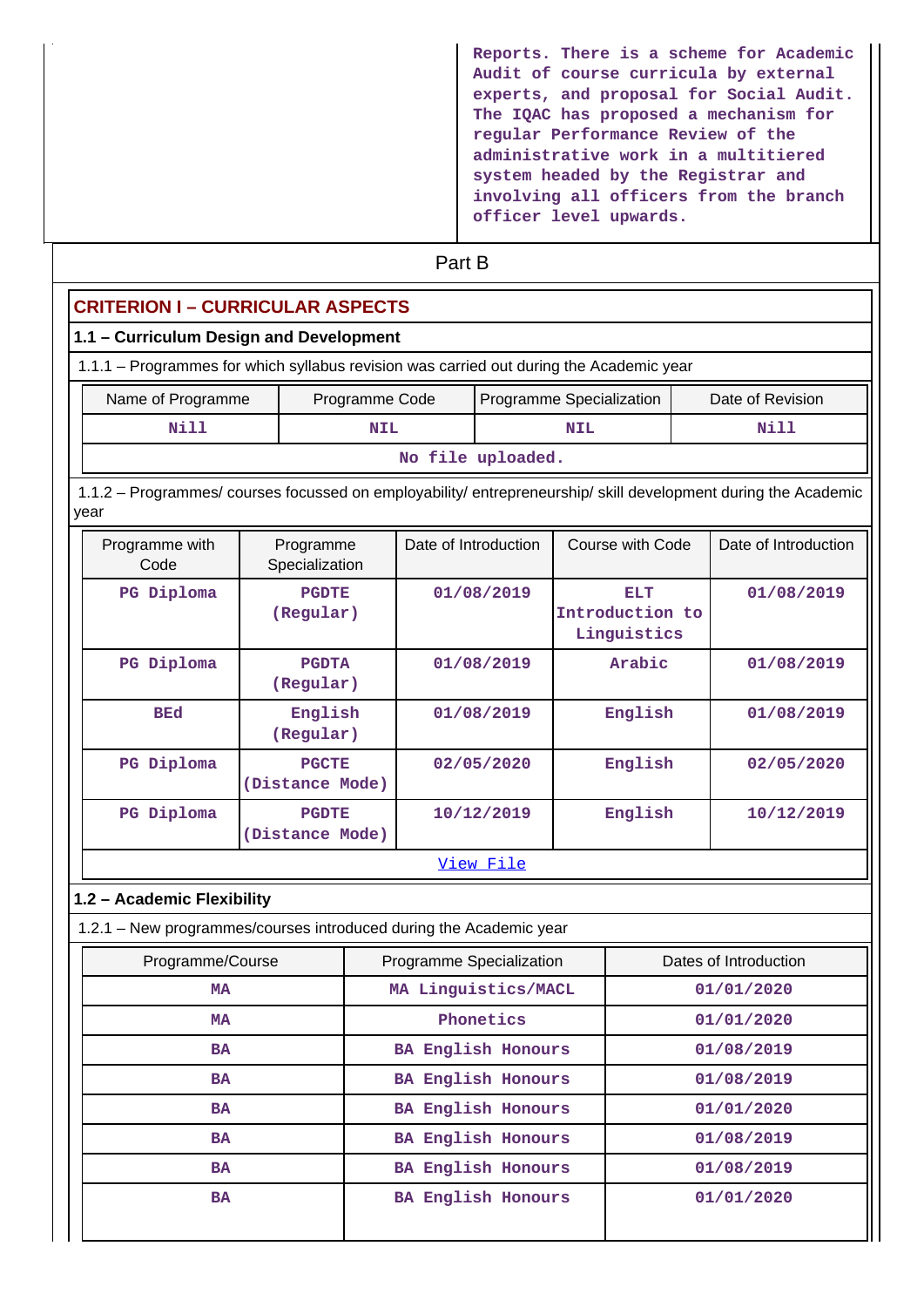Reports. There is a scheme for Academic Audit of course curricula by external experts, and proposal for Social Audit. The IQAC has proposed a mechanism for regular Performance Review of the administrative work in a multitiered system headed by the Registrar and involving all officers from the branch officer level upwards.

## Part B

### CRITERION I – CURRICULAR ASPECTS

#### 1.1 – Curriculum Design and Development

1.1.1 – Programmes for which syllabus revision was carried out during the Academic year

| Name of Programme | Programme Code | Programme Specialization | Date of Revision |
|---|---|---|---|
| Nill | NIL | NIL | Nill |
| No file uploaded. | | | |

1.1.2 – Programmes/ courses focussed on employability/ entrepreneurship/ skill development during the Academic year

| Programme with Code | Programme Specialization | Date of Introduction | Course with Code | Date of Introduction |
|---|---|---|---|---|
| PG Diploma | PGDTE (Regular) | 01/08/2019 | ELT Introduction to Linguistics | 01/08/2019 |
| PG Diploma | PGDTA (Regular) | 01/08/2019 | Arabic | 01/08/2019 |
| BEd | English (Regular) | 01/08/2019 | English | 01/08/2019 |
| PG Diploma | PGCTE (Distance Mode) | 02/05/2020 | English | 02/05/2020 |
| PG Diploma | PGDTE (Distance Mode) | 10/12/2019 | English | 10/12/2019 |
| View File | | | | |

#### 1.2 – Academic Flexibility

1.2.1 – New programmes/courses introduced during the Academic year

| Programme/Course | Programme Specialization | Dates of Introduction |
|---|---|---|
| MA | MA Linguistics/MACL | 01/01/2020 |
| MA | Phonetics | 01/01/2020 |
| BA | BA English Honours | 01/08/2019 |
| BA | BA English Honours | 01/08/2019 |
| BA | BA English Honours | 01/01/2020 |
| BA | BA English Honours | 01/08/2019 |
| BA | BA English Honours | 01/08/2019 |
| BA | BA English Honours | 01/01/2020 |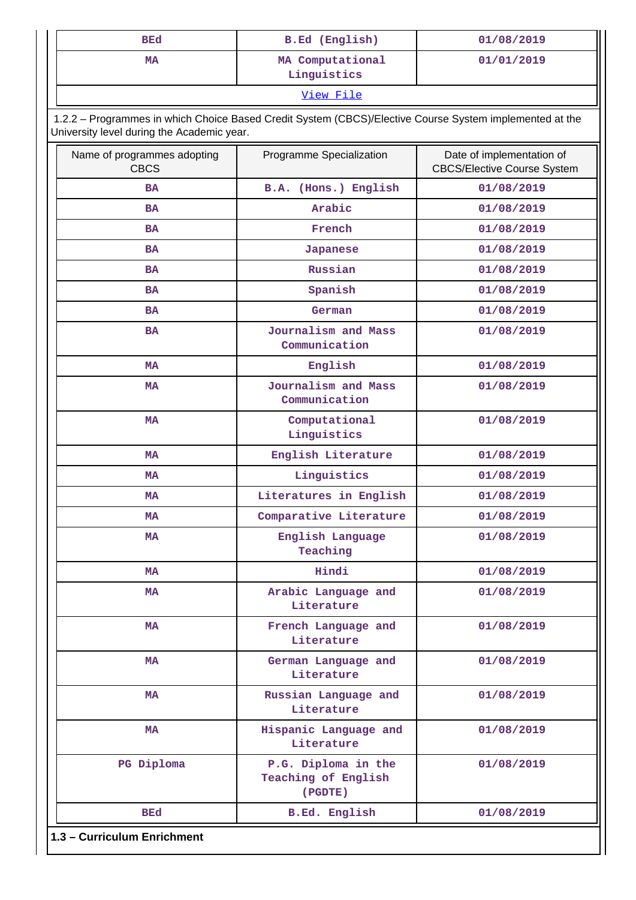| BEd | B.Ed (English) | 01/08/2019 |
|---|---|---|
| MA | MA Computational Linguistics | 01/01/2019 |
| View File | | |

1.2.2 – Programmes in which Choice Based Credit System (CBCS)/Elective Course System implemented at the University level during the Academic year.

| Name of programmes adopting CBCS | Programme Specialization | Date of implementation of CBCS/Elective Course System |
|---|---|---|
| BA | B.A. (Hons.) English | 01/08/2019 |
| BA | Arabic | 01/08/2019 |
| BA | French | 01/08/2019 |
| BA | Japanese | 01/08/2019 |
| BA | Russian | 01/08/2019 |
| BA | Spanish | 01/08/2019 |
| BA | German | 01/08/2019 |
| BA | Journalism and Mass Communication | 01/08/2019 |
| MA | English | 01/08/2019 |
| MA | Journalism and Mass Communication | 01/08/2019 |
| MA | Computational Linguistics | 01/08/2019 |
| MA | English Literature | 01/08/2019 |
| MA | Linguistics | 01/08/2019 |
| MA | Literatures in English | 01/08/2019 |
| MA | Comparative Literature | 01/08/2019 |
| MA | English Language Teaching | 01/08/2019 |
| MA | Hindi | 01/08/2019 |
| MA | Arabic Language and Literature | 01/08/2019 |
| MA | French Language and Literature | 01/08/2019 |
| MA | German Language and Literature | 01/08/2019 |
| MA | Russian Language and Literature | 01/08/2019 |
| MA | Hispanic Language and Literature | 01/08/2019 |
| PG Diploma | P.G. Diploma in the Teaching of English (PGDTE) | 01/08/2019 |
| BEd | B.Ed. English | 01/08/2019 |

**1.3 – Curriculum Enrichment**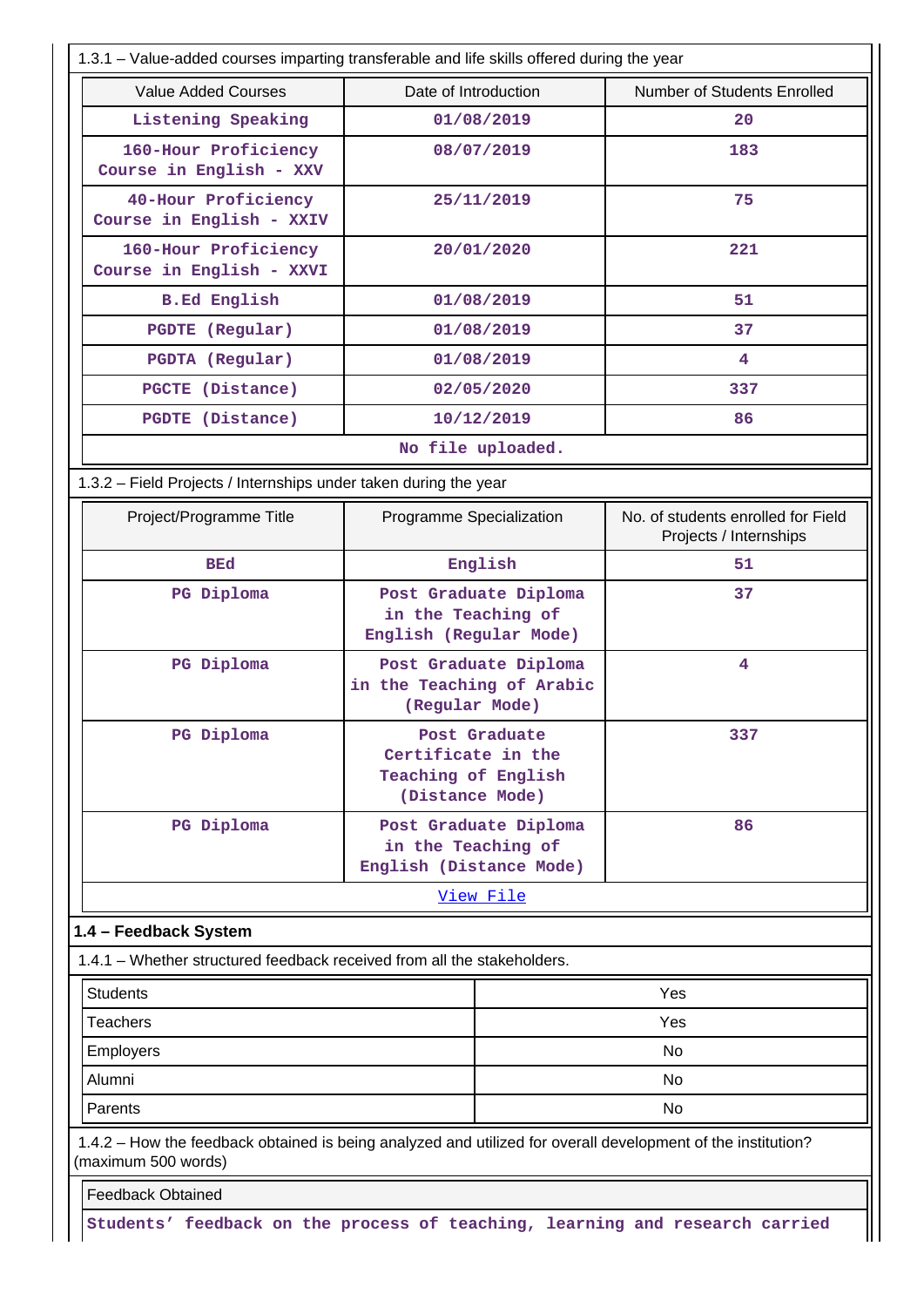1.3.1 – Value-added courses imparting transferable and life skills offered during the year

| Value Added Courses | Date of Introduction | Number of Students Enrolled |
|---|---|---|
| Listening Speaking | 01/08/2019 | 20 |
| 160-Hour Proficiency Course in English - XXV | 08/07/2019 | 183 |
| 40-Hour Proficiency Course in English - XXIV | 25/11/2019 | 75 |
| 160-Hour Proficiency Course in English - XXVI | 20/01/2020 | 221 |
| B.Ed English | 01/08/2019 | 51 |
| PGDTE (Regular) | 01/08/2019 | 37 |
| PGDTA (Regular) | 01/08/2019 | 4 |
| PGCTE (Distance) | 02/05/2020 | 337 |
| PGDTE (Distance) | 10/12/2019 | 86 |
| No file uploaded. | | |

1.3.2 – Field Projects / Internships under taken during the year

| Project/Programme Title | Programme Specialization | No. of students enrolled for Field Projects / Internships |
|---|---|---|
| BEd | English | 51 |
| PG Diploma | Post Graduate Diploma in the Teaching of English (Regular Mode) | 37 |
| PG Diploma | Post Graduate Diploma in the Teaching of Arabic (Regular Mode) | 4 |
| PG Diploma | Post Graduate Certificate in the Teaching of English (Distance Mode) | 337 |
| PG Diploma | Post Graduate Diploma in the Teaching of English (Distance Mode) | 86 |
| View File | | |

**1.4 – Feedback System**

1.4.1 – Whether structured feedback received from all the stakeholders.

| | |
|---|---|
| Students | Yes |
| Teachers | Yes |
| Employers | No |
| Alumni | No |
| Parents | No |

1.4.2 – How the feedback obtained is being analyzed and utilized for overall development of the institution? (maximum 500 words)

| Feedback Obtained |
|---|
| Students' feedback on the process of teaching, learning and research carried |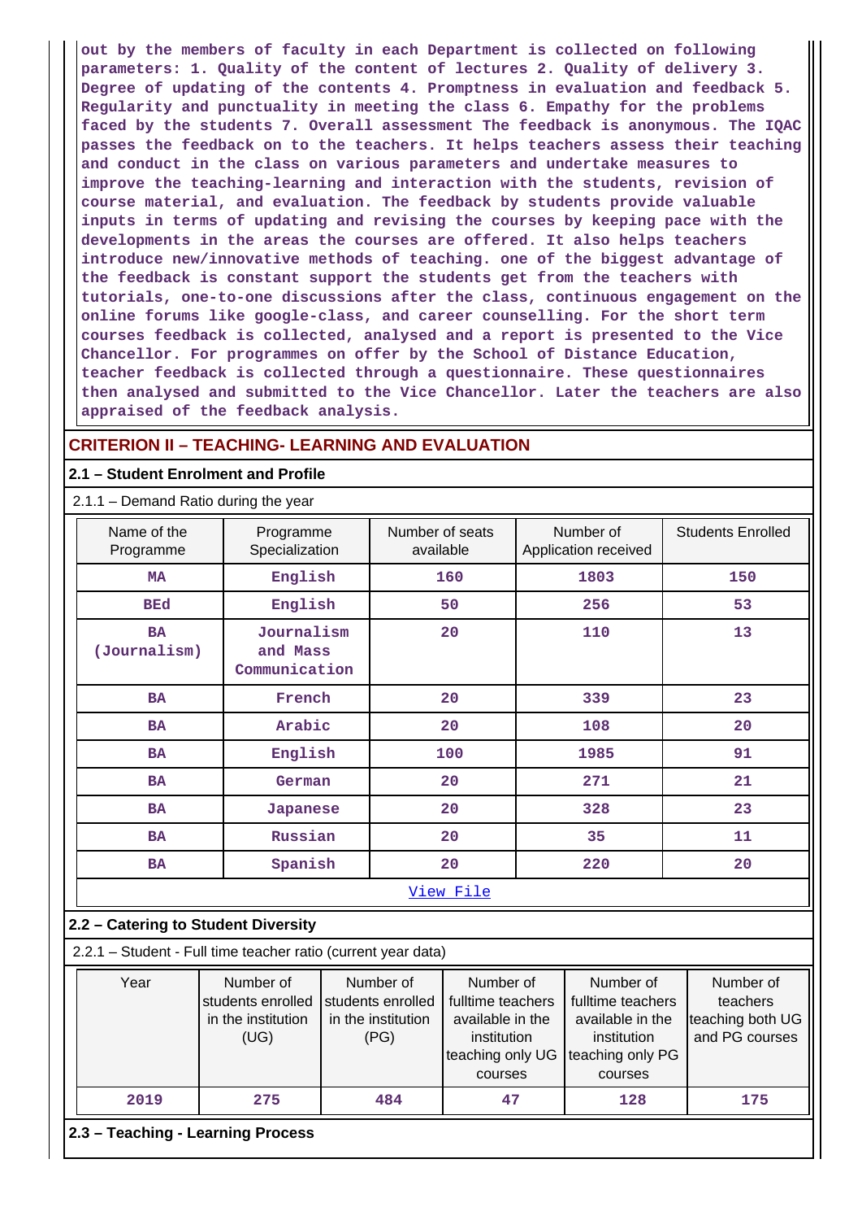out by the members of faculty in each Department is collected on following parameters: 1. Quality of the content of lectures 2. Quality of delivery 3. Degree of updating of the contents 4. Promptness in evaluation and feedback 5. Regularity and punctuality in meeting the class 6. Empathy for the problems faced by the students 7. Overall assessment The feedback is anonymous. The IQAC passes the feedback on to the teachers. It helps teachers assess their teaching and conduct in the class on various parameters and undertake measures to improve the teaching-learning and interaction with the students, revision of course material, and evaluation. The feedback by students provide valuable inputs in terms of updating and revising the courses by keeping pace with the developments in the areas the courses are offered. It also helps teachers introduce new/innovative methods of teaching. one of the biggest advantage of the feedback is constant support the students get from the teachers with tutorials, one-to-one discussions after the class, continuous engagement on the online forums like google-class, and career counselling. For the short term courses feedback is collected, analysed and a report is presented to the Vice Chancellor. For programmes on offer by the School of Distance Education, teacher feedback is collected through a questionnaire. These questionnaires then analysed and submitted to the Vice Chancellor. Later the teachers are also appraised of the feedback analysis.

## CRITERION II – TEACHING- LEARNING AND EVALUATION

### 2.1 – Student Enrolment and Profile

2.1.1 – Demand Ratio during the year

| Name of the Programme | Programme Specialization | Number of seats available | Number of Application received | Students Enrolled |
|---|---|---|---|---|
| MA | English | 160 | 1803 | 150 |
| BEd | English | 50 | 256 | 53 |
| BA (Journalism) | Journalism and Mass Communication | 20 | 110 | 13 |
| BA | French | 20 | 339 | 23 |
| BA | Arabic | 20 | 108 | 20 |
| BA | English | 100 | 1985 | 91 |
| BA | German | 20 | 271 | 21 |
| BA | Japanese | 20 | 328 | 23 |
| BA | Russian | 20 | 35 | 11 |
| BA | Spanish | 20 | 220 | 20 |

View File

### 2.2 – Catering to Student Diversity

2.2.1 – Student - Full time teacher ratio (current year data)

| Year | Number of students enrolled in the institution (UG) | Number of students enrolled in the institution (PG) | Number of fulltime teachers available in the institution teaching only UG courses | Number of fulltime teachers available in the institution teaching only PG courses | Number of teachers teaching both UG and PG courses |
|---|---|---|---|---|---|
| 2019 | 275 | 484 | 47 | 128 | 175 |

### 2.3 – Teaching - Learning Process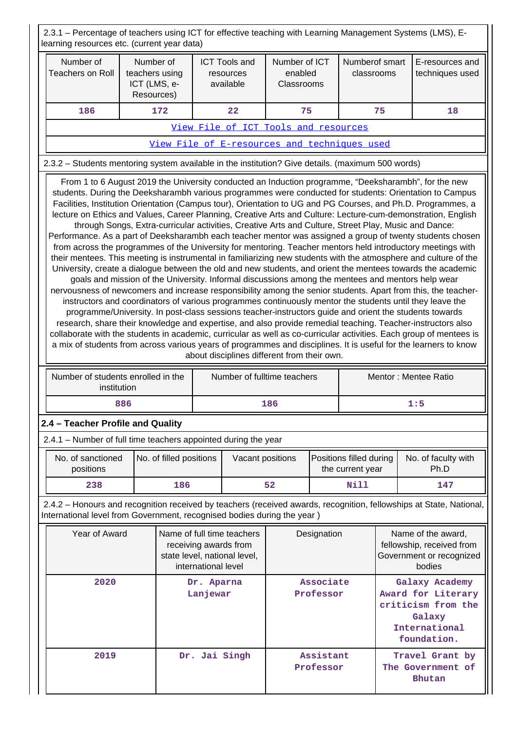2.3.1 – Percentage of teachers using ICT for effective teaching with Learning Management Systems (LMS), E-learning resources etc. (current year data)

| Number of Teachers on Roll | Number of teachers using ICT (LMS, e-Resources) | ICT Tools and resources available | Number of ICT enabled Classrooms | Numberof smart classrooms | E-resources and techniques used |
|---|---|---|---|---|---|
| 186 | 172 | 22 | 75 | 75 | 18 |

[View File of ICT Tools and resources]

[View File of E-resources and techniques used]

2.3.2 – Students mentoring system available in the institution? Give details. (maximum 500 words)

From 1 to 6 August 2019 the University conducted an Induction programme, "Deeksharambh", for the new students. During the Deeksharambh various programmes were conducted for students: Orientation to Campus Facilities, Institution Orientation (Campus tour), Orientation to UG and PG Courses, and Ph.D. Programmes, a lecture on Ethics and Values, Career Planning, Creative Arts and Culture: Lecture-cum-demonstration, English through Songs, Extra-curricular activities, Creative Arts and Culture, Street Play, Music and Dance: Performance. As a part of Deeksharambh each teacher mentor was assigned a group of twenty students chosen from across the programmes of the University for mentoring. Teacher mentors held introductory meetings with their mentees. This meeting is instrumental in familiarizing new students with the atmosphere and culture of the University, create a dialogue between the old and new students, and orient the mentees towards the academic goals and mission of the University. Informal discussions among the mentees and mentors help wear nervousness of newcomers and increase responsibility among the senior students. Apart from this, the teacher-instructors and coordinators of various programmes continuously mentor the students until they leave the programme/University. In post-class sessions teacher-instructors guide and orient the students towards research, share their knowledge and expertise, and also provide remedial teaching. Teacher-instructors also collaborate with the students in academic, curricular as well as co-curricular activities. Each group of mentees is a mix of students from across various years of programmes and disciplines. It is useful for the learners to know about disciplines different from their own.

| Number of students enrolled in the institution | Number of fulltime teachers | Mentor : Mentee Ratio |
|---|---|---|
| 886 | 186 | 1:5 |

## 2.4 – Teacher Profile and Quality

2.4.1 – Number of full time teachers appointed during the year

| No. of sanctioned positions | No. of filled positions | Vacant positions | Positions filled during the current year | No. of faculty with Ph.D |
|---|---|---|---|---|
| 238 | 186 | 52 | Nill | 147 |

2.4.2 – Honours and recognition received by teachers (received awards, recognition, fellowships at State, National, International level from Government, recognised bodies during the year )

| Year of Award | Name of full time teachers receiving awards from state level, national level, international level | Designation | Name of the award, fellowship, received from Government or recognized bodies |
|---|---|---|---|
| 2020 | Dr. Aparna Lanjewar | Associate Professor | Galaxy Academy Award for Literary criticism from the Galaxy International foundation. |
| 2019 | Dr. Jai Singh | Assistant Professor | Travel Grant by The Government of Bhutan |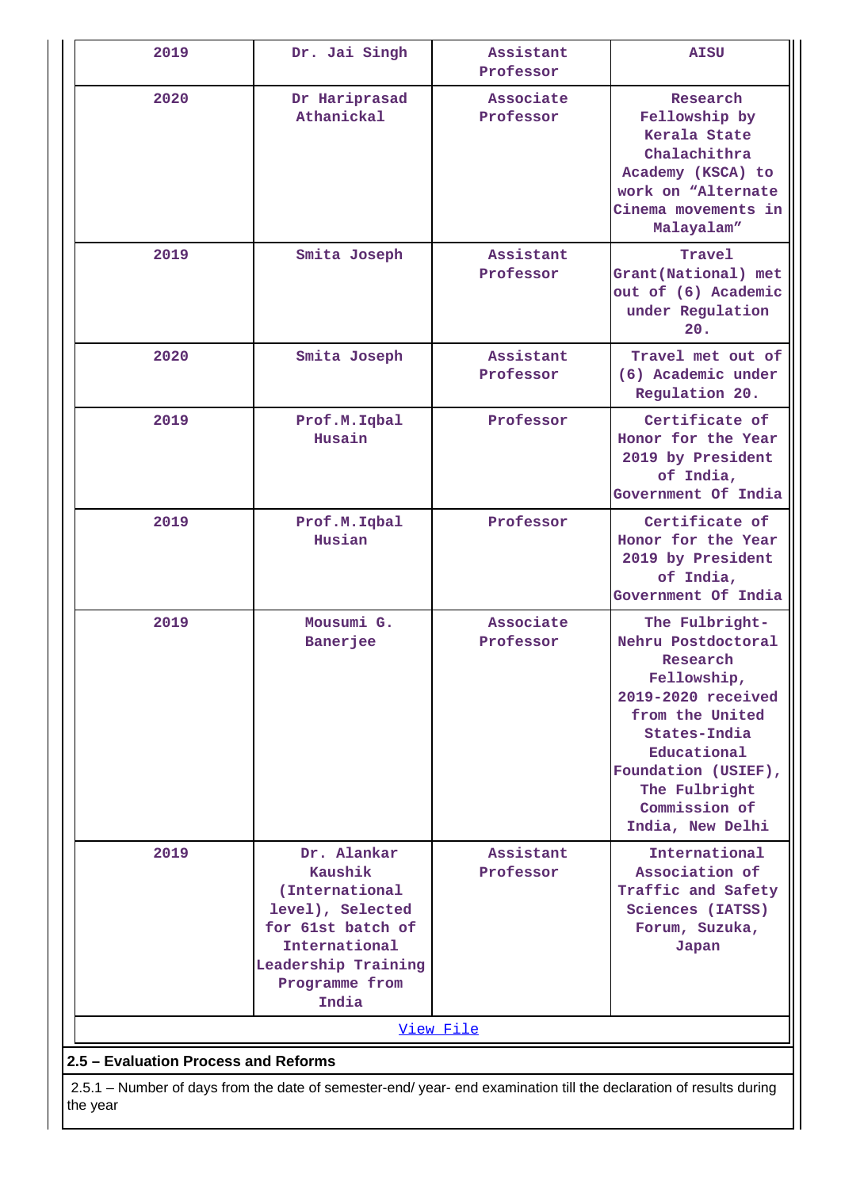| 2019 | Dr. Jai Singh | Assistant Professor | AISU |
|---|---|---|---|
| 2020 | Dr Hariprasad Athanickal | Associate Professor | Research Fellowship by Kerala State Chalachithra Academy (KSCA) to work on “Alternate Cinema movements in Malayalam” |
| 2019 | Smita Joseph | Assistant Professor | Travel Grant(National) met out of (6) Academic under Regulation 20. |
| 2020 | Smita Joseph | Assistant Professor | Travel met out of (6) Academic under Regulation 20. |
| 2019 | Prof.M.Iqbal Husain | Professor | Certificate of Honor for the Year 2019 by President of India, Government Of India |
| 2019 | Prof.M.Iqbal Husian | Professor | Certificate of Honor for the Year 2019 by President of India, Government Of India |
| 2019 | Mousumi G. Banerjee | Associate Professor | The Fulbright-Nehru Postdoctoral Research Fellowship, 2019-2020 received from the United States-India Educational Foundation (USIEF), The Fulbright Commission of India, New Delhi |
| 2019 | Dr. Alankar Kaushik (International level), Selected for 61st batch of International Leadership Training Programme from India | Assistant Professor | International Association of Traffic and Safety Sciences (IATSS) Forum, Suzuka, Japan |
| View File | | | |

## 2.5 – Evaluation Process and Reforms

2.5.1 – Number of days from the date of semester-end/ year- end examination till the declaration of results during the year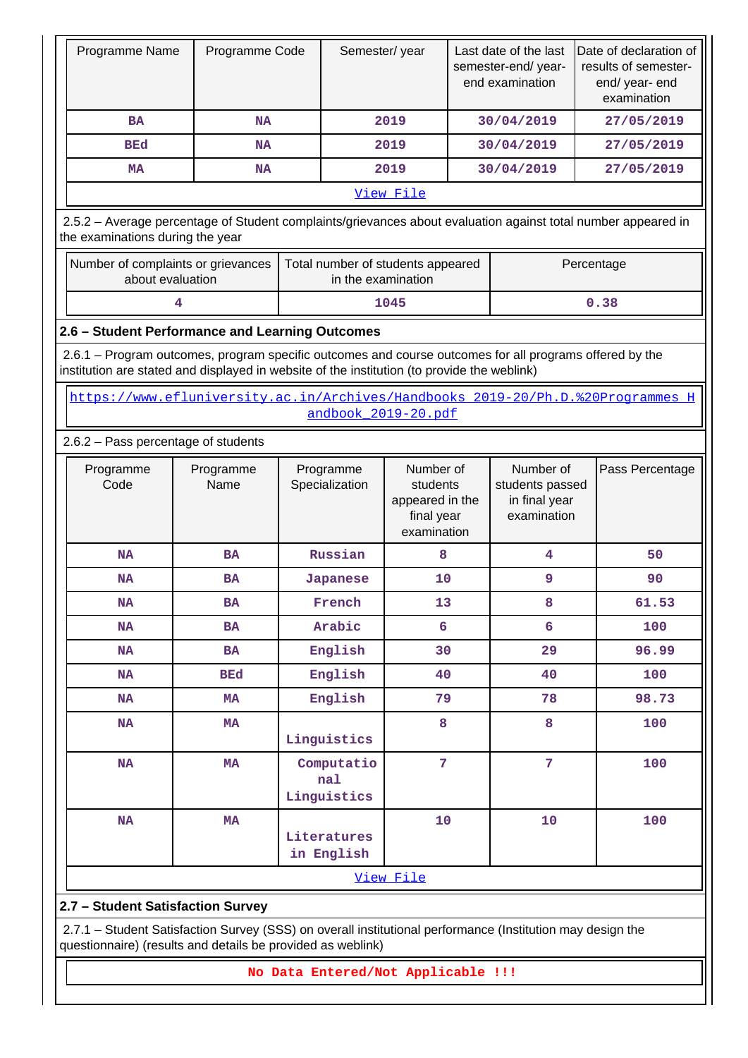| Programme Name | Programme Code | Semester/ year | Last date of the last semester-end/ year- end examination | Date of declaration of results of semester- end/ year- end examination |
|---|---|---|---|---|
| BA | NA | 2019 | 30/04/2019 | 27/05/2019 |
| BEd | NA | 2019 | 30/04/2019 | 27/05/2019 |
| MA | NA | 2019 | 30/04/2019 | 27/05/2019 |
| View File | | | | |

2.5.2 – Average percentage of Student complaints/grievances about evaluation against total number appeared in the examinations during the year

| Number of complaints or grievances about evaluation | Total number of students appeared in the examination | Percentage |
|---|---|---|
| 4 | 1045 | 0.38 |

**2.6 – Student Performance and Learning Outcomes**

2.6.1 – Program outcomes, program specific outcomes and course outcomes for all programs offered by the institution are stated and displayed in website of the institution (to provide the weblink)

https://www.efluniversity.ac.in/Archives/Handbooks_2019-20/Ph.D.%20Programmes_Handbook_2019-20.pdf

2.6.2 – Pass percentage of students

| Programme Code | Programme Name | Programme Specialization | Number of students appeared in the final year examination | Number of students passed in final year examination | Pass Percentage |
|---|---|---|---|---|---|
| NA | BA | Russian | 8 | 4 | 50 |
| NA | BA | Japanese | 10 | 9 | 90 |
| NA | BA | French | 13 | 8 | 61.53 |
| NA | BA | Arabic | 6 | 6 | 100 |
| NA | BA | English | 30 | 29 | 96.99 |
| NA | BEd | English | 40 | 40 | 100 |
| NA | MA | English | 79 | 78 | 98.73 |
| NA | MA | Linguistics | 8 | 8 | 100 |
| NA | MA | Computational Linguistics | 7 | 7 | 100 |
| NA | MA | Literatures in English | 10 | 10 | 100 |
| View File | | | | | |

**2.7 – Student Satisfaction Survey**

2.7.1 – Student Satisfaction Survey (SSS) on overall institutional performance (Institution may design the questionnaire) (results and details be provided as weblink)

No Data Entered/Not Applicable !!!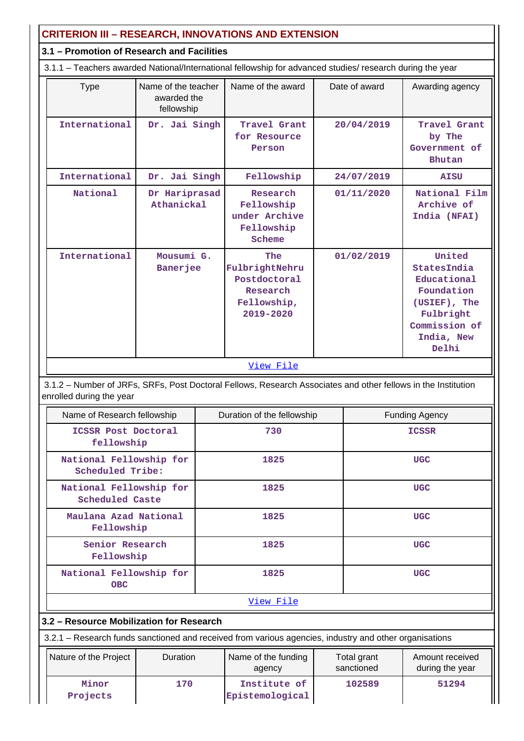## CRITERION III – RESEARCH, INNOVATIONS AND EXTENSION

### 3.1 – Promotion of Research and Facilities

3.1.1 – Teachers awarded National/International fellowship for advanced studies/ research during the year

| Type | Name of the teacher awarded the fellowship | Name of the award | Date of award | Awarding agency |
|---|---|---|---|---|
| International | Dr. Jai Singh | Travel Grant for Resource Person | 20/04/2019 | Travel Grant by The Government of Bhutan |
| International | Dr. Jai Singh | Fellowship | 24/07/2019 | AISU |
| National | Dr Hariprasad Athanickal | Research Fellowship under Archive Fellowship Scheme | 01/11/2020 | National Film Archive of India (NFAI) |
| International | Mousumi G. Banerjee | The FulbrightNehru Postdoctoral Research Fellowship, 2019-2020 | 01/02/2019 | United StatesIndia Educational Foundation (USIEF), The Fulbright Commission of India, New Delhi |

View File

3.1.2 – Number of JRFs, SRFs, Post Doctoral Fellows, Research Associates and other fellows in the Institution enrolled during the year

| Name of Research fellowship | Duration of the fellowship | Funding Agency |
|---|---|---|
| ICSSR Post Doctoral fellowship | 730 | ICSSR |
| National Fellowship for Scheduled Tribe: | 1825 | UGC |
| National Fellowship for Scheduled Caste | 1825 | UGC |
| Maulana Azad National Fellowship | 1825 | UGC |
| Senior Research Fellowship | 1825 | UGC |
| National Fellowship for OBC | 1825 | UGC |

View File

### 3.2 – Resource Mobilization for Research

3.2.1 – Research funds sanctioned and received from various agencies, industry and other organisations

| Nature of the Project | Duration | Name of the funding agency | Total grant sanctioned | Amount received during the year |
|---|---|---|---|---|
| Minor Projects | 170 | Institute of Epistemological | 102589 | 51294 |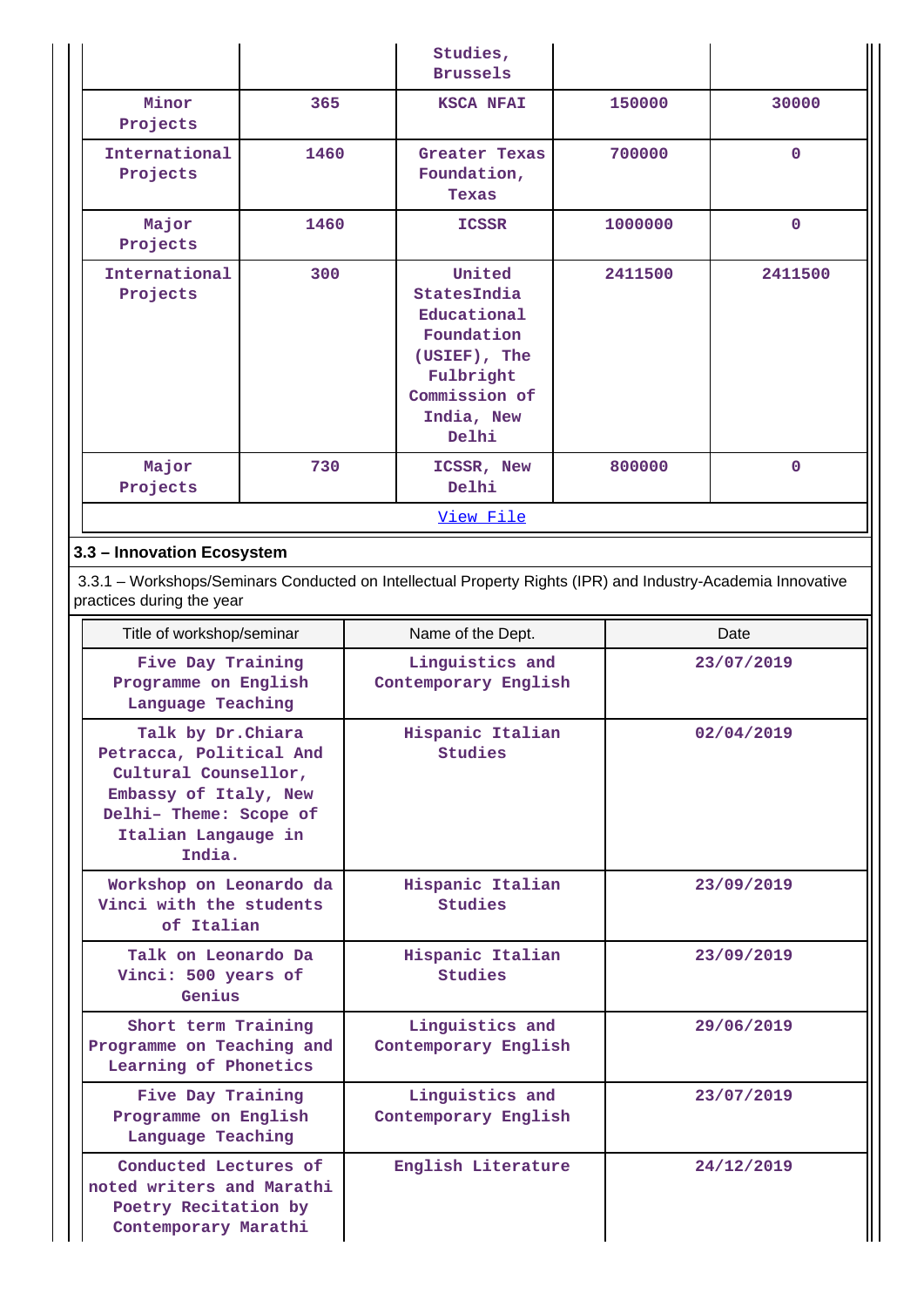| | | Studies, Brussels | | |
|---|---|---|---|---|
| Minor Projects | 365 | KSCA NFAI | 150000 | 30000 |
| International Projects | 1460 | Greater Texas Foundation, Texas | 700000 | 0 |
| Major Projects | 1460 | ICSSR | 1000000 | 0 |
| International Projects | 300 | United StatesIndia Educational Foundation (USIEF), The Fulbright Commission of India, New Delhi | 2411500 | 2411500 |
| Major Projects | 730 | ICSSR, New Delhi | 800000 | 0 |
| | | View File | | |

## 3.3 – Innovation Ecosystem

3.3.1 – Workshops/Seminars Conducted on Intellectual Property Rights (IPR) and Industry-Academia Innovative practices during the year

| Title of workshop/seminar | Name of the Dept. | Date |
|---|---|---|
| Five Day Training Programme on English Language Teaching | Linguistics and Contemporary English | 23/07/2019 |
| Talk by Dr.Chiara Petracca, Political And Cultural Counsellor, Embassy of Italy, New Delhi– Theme: Scope of Italian Langauge in India. | Hispanic Italian Studies | 02/04/2019 |
| Workshop on Leonardo da Vinci with the students of Italian | Hispanic Italian Studies | 23/09/2019 |
| Talk on Leonardo Da Vinci: 500 years of Genius | Hispanic Italian Studies | 23/09/2019 |
| Short term Training Programme on Teaching and Learning of Phonetics | Linguistics and Contemporary English | 29/06/2019 |
| Five Day Training Programme on English Language Teaching | Linguistics and Contemporary English | 23/07/2019 |
| Conducted Lectures of noted writers and Marathi Poetry Recitation by Contemporary Marathi | English Literature | 24/12/2019 |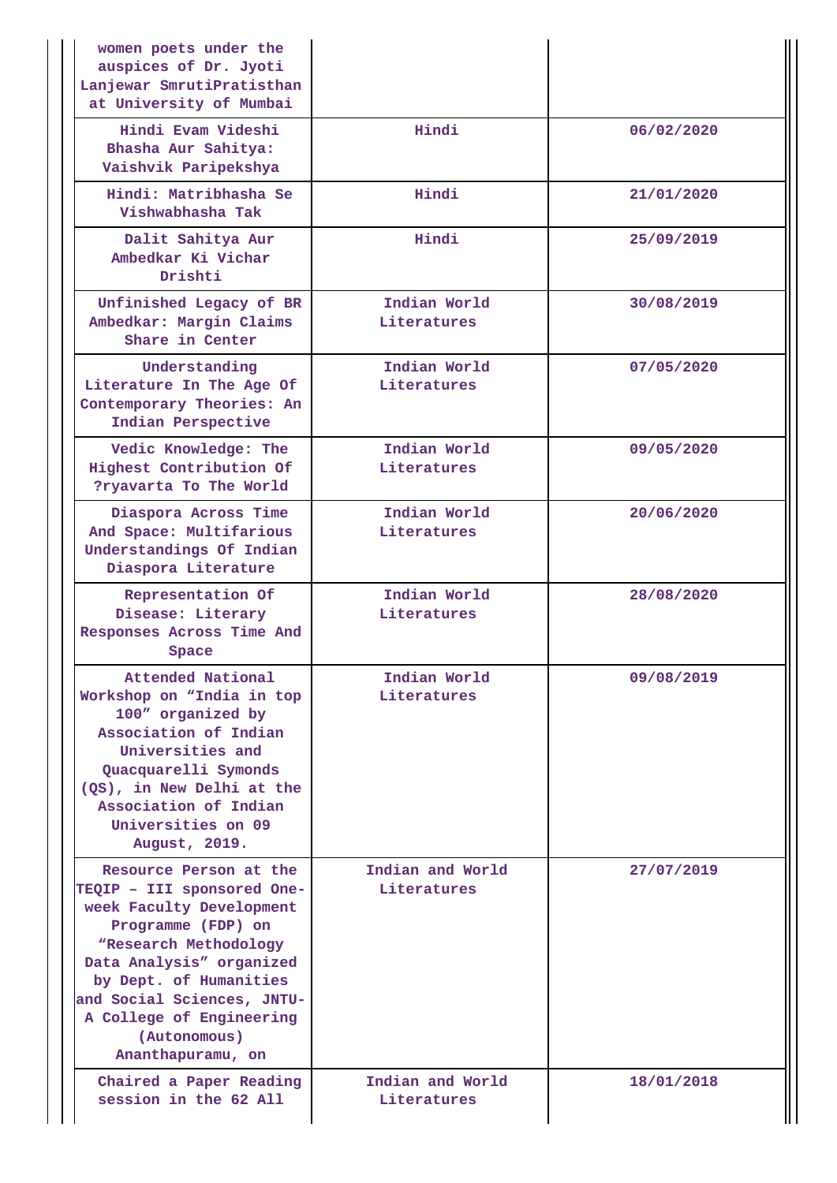| | | |
|---|---|---|
| women poets under the auspices of Dr. Jyoti Lanjewar SmrutiPratisthan at University of Mumbai | | |
| Hindi Evam Videshi Bhasha Aur Sahitya: Vaishvik Paripekshya | Hindi | 06/02/2020 |
| Hindi: Matribhasha Se Vishwabhasha Tak | Hindi | 21/01/2020 |
| Dalit Sahitya Aur Ambedkar Ki Vichar Drishti | Hindi | 25/09/2019 |
| Unfinished Legacy of BR Ambedkar: Margin Claims Share in Center | Indian World Literatures | 30/08/2019 |
| Understanding Literature In The Age Of Contemporary Theories: An Indian Perspective | Indian World Literatures | 07/05/2020 |
| Vedic Knowledge: The Highest Contribution Of ?ryavarta To The World | Indian World Literatures | 09/05/2020 |
| Diaspora Across Time And Space: Multifarious Understandings Of Indian Diaspora Literature | Indian World Literatures | 20/06/2020 |
| Representation Of Disease: Literary Responses Across Time And Space | Indian World Literatures | 28/08/2020 |
| Attended National Workshop on "India in top 100" organized by Association of Indian Universities and Quacquarelli Symonds (QS), in New Delhi at the Association of Indian Universities on 09 August, 2019. | Indian World Literatures | 09/08/2019 |
| Resource Person at the TEQIP – III sponsored One-week Faculty Development Programme (FDP) on "Research Methodology Data Analysis" organized by Dept. of Humanities and Social Sciences, JNTU-A College of Engineering (Autonomous) Ananthapuramu, on | Indian and World Literatures | 27/07/2019 |
| Chaired a Paper Reading session in the 62 All | Indian and World Literatures | 18/01/2018 |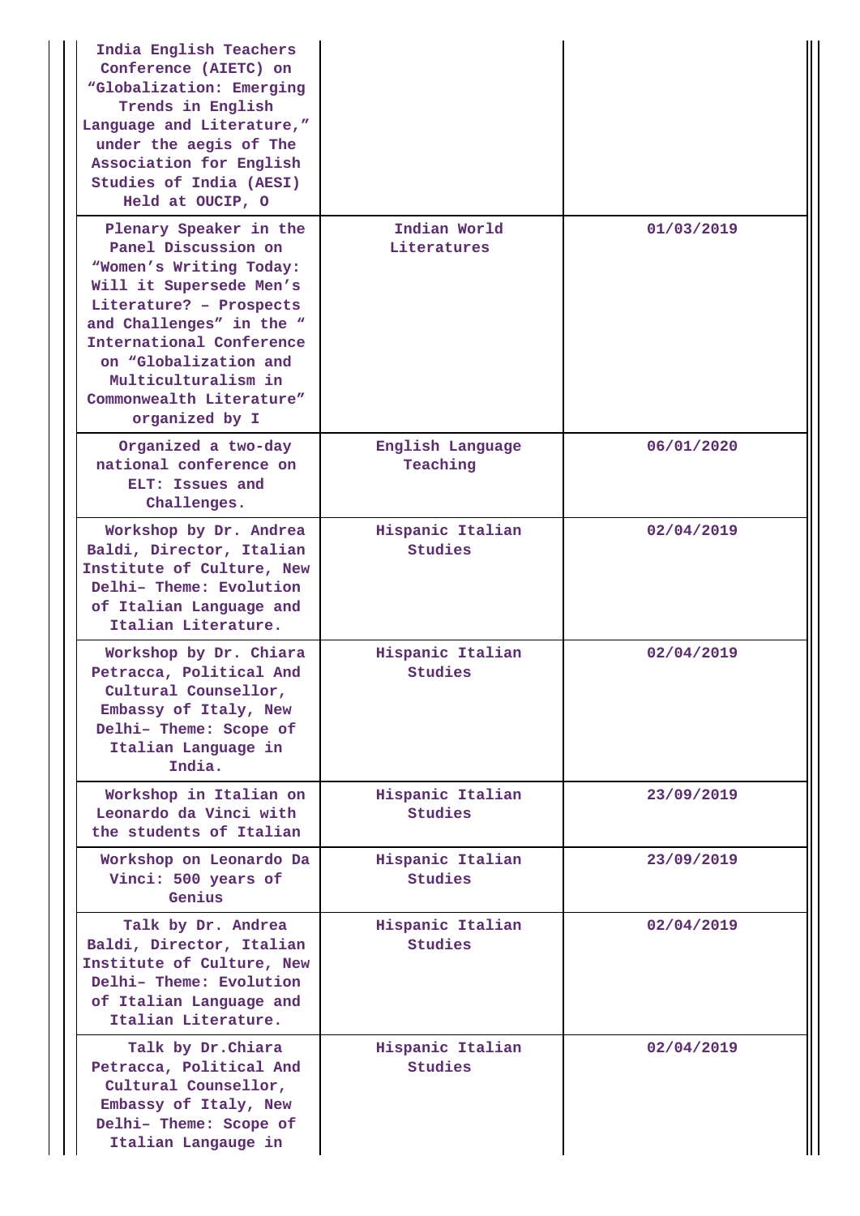| | | |
|---|---|---|
| India English Teachers Conference (AIETC) on “Globalization: Emerging Trends in English Language and Literature,” under the aegis of The Association for English Studies of India (AESI) Held at OUCIP, O | | |
| Plenary Speaker in the Panel Discussion on “Women’s Writing Today: Will it Supersede Men’s Literature? – Prospects and Challenges” in the “ International Conference on “Globalization and Multiculturalism in Commonwealth Literature” organized by I | Indian World Literatures | 01/03/2019 |
| Organized a two-day national conference on ELT: Issues and Challenges. | English Language Teaching | 06/01/2020 |
| Workshop by Dr. Andrea Baldi, Director, Italian Institute of Culture, New Delhi– Theme: Evolution of Italian Language and Italian Literature. | Hispanic Italian Studies | 02/04/2019 |
| Workshop by Dr. Chiara Petracca, Political And Cultural Counsellor, Embassy of Italy, New Delhi– Theme: Scope of Italian Language in India. | Hispanic Italian Studies | 02/04/2019 |
| Workshop in Italian on Leonardo da Vinci with the students of Italian | Hispanic Italian Studies | 23/09/2019 |
| Workshop on Leonardo Da Vinci: 500 years of Genius | Hispanic Italian Studies | 23/09/2019 |
| Talk by Dr. Andrea Baldi, Director, Italian Institute of Culture, New Delhi– Theme: Evolution of Italian Language and Italian Literature. | Hispanic Italian Studies | 02/04/2019 |
| Talk by Dr.Chiara Petracca, Political And Cultural Counsellor, Embassy of Italy, New Delhi– Theme: Scope of Italian Langauge in | Hispanic Italian Studies | 02/04/2019 |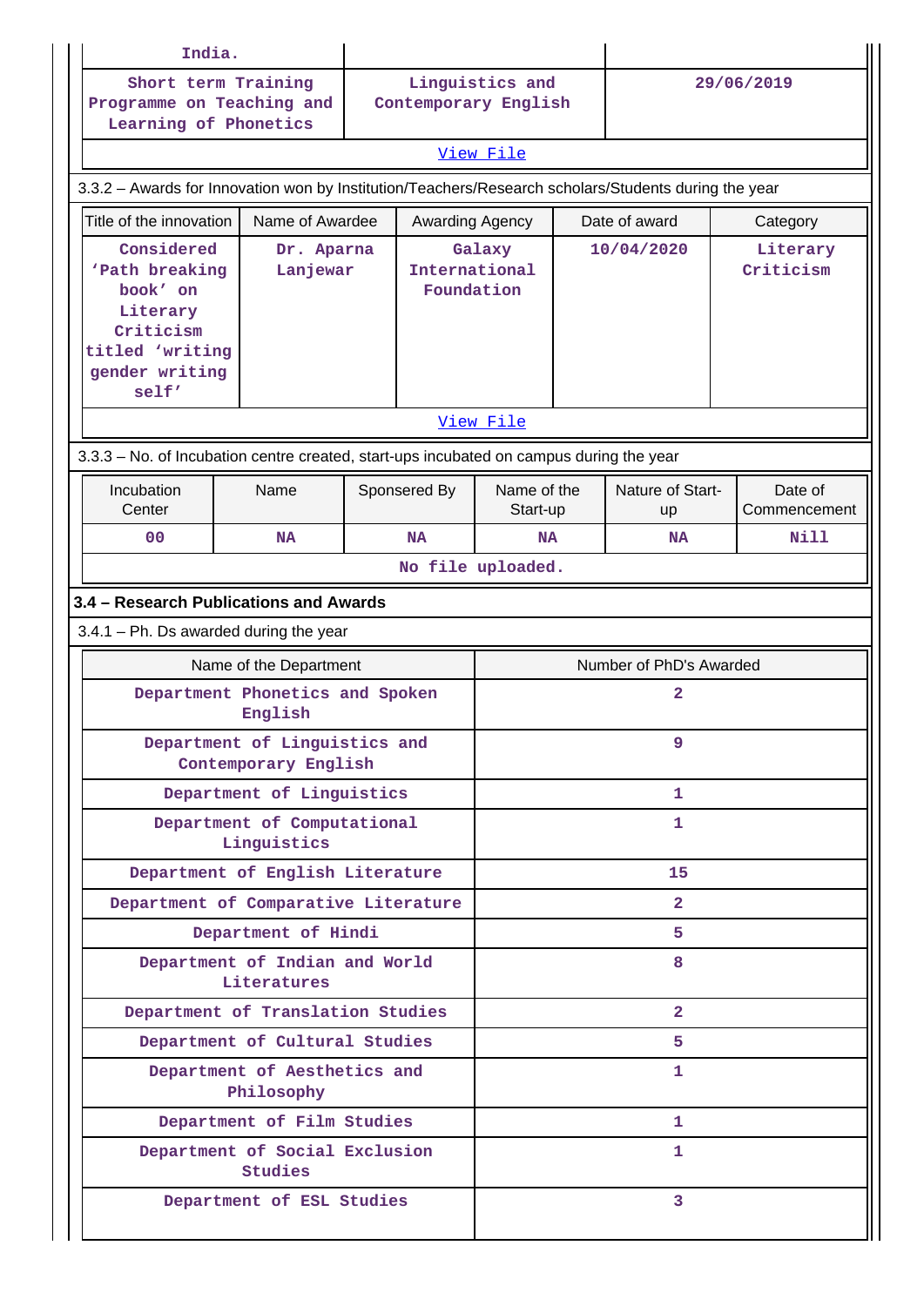| | | |
|---|---|---|
| India. | | |
| Short term Training Programme on Teaching and Learning of Phonetics | Linguistics and Contemporary English | 29/06/2019 |

View File

3.3.2 – Awards for Innovation won by Institution/Teachers/Research scholars/Students during the year

| Title of the innovation | Name of Awardee | Awarding Agency | Date of award | Category |
|---|---|---|---|---|
| Considered 'Path breaking book' on Literary Criticism titled 'writing gender writing self' | Dr. Aparna Lanjewar | Galaxy International Foundation | 10/04/2020 | Literary Criticism |

View File

3.3.3 – No. of Incubation centre created, start-ups incubated on campus during the year

| Incubation Center | Name | Sponsered By | Name of the Start-up | Nature of Start-up | Date of Commencement |
|---|---|---|---|---|---|
| 00 | NA | NA | NA | NA | Nill |

No file uploaded.

### 3.4 – Research Publications and Awards

3.4.1 – Ph. Ds awarded during the year

| Name of the Department | Number of PhD's Awarded |
|---|---|
| Department Phonetics and Spoken English | 2 |
| Department of Linguistics and Contemporary English | 9 |
| Department of Linguistics | 1 |
| Department of Computational Linguistics | 1 |
| Department of English Literature | 15 |
| Department of Comparative Literature | 2 |
| Department of Hindi | 5 |
| Department of Indian and World Literatures | 8 |
| Department of Translation Studies | 2 |
| Department of Cultural Studies | 5 |
| Department of Aesthetics and Philosophy | 1 |
| Department of Film Studies | 1 |
| Department of Social Exclusion Studies | 1 |
| Department of ESL Studies | 3 |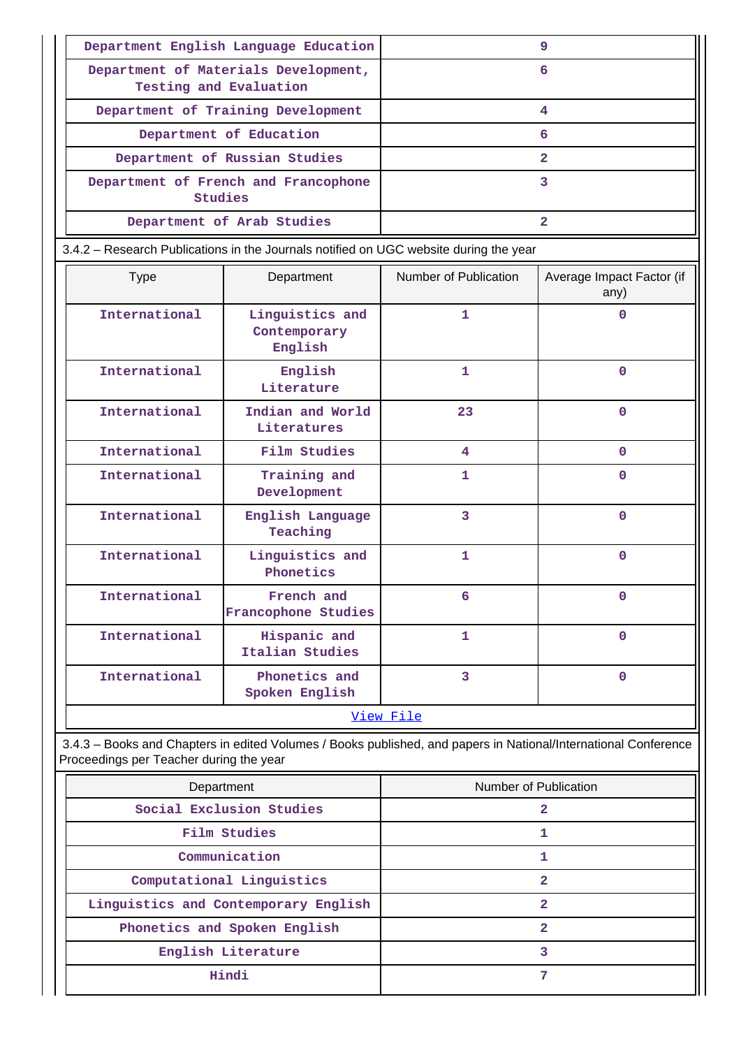| Department English Language Education | 9 |
|---|---|
| Department of Materials Development, Testing and Evaluation | 6 |
| Department of Training Development | 4 |
| Department of Education | 6 |
| Department of Russian Studies | 2 |
| Department of French and Francophone Studies | 3 |
| Department of Arab Studies | 2 |

3.4.2 – Research Publications in the Journals notified on UGC website during the year

| Type | Department | Number of Publication | Average Impact Factor (if any) |
|---|---|---|---|
| International | Linguistics and Contemporary English | 1 | 0 |
| International | English Literature | 1 | 0 |
| International | Indian and World Literatures | 23 | 0 |
| International | Film Studies | 4 | 0 |
| International | Training and Development | 1 | 0 |
| International | English Language Teaching | 3 | 0 |
| International | Linguistics and Phonetics | 1 | 0 |
| International | French and Francophone Studies | 6 | 0 |
| International | Hispanic and Italian Studies | 1 | 0 |
| International | Phonetics and Spoken English | 3 | 0 |

View File

3.4.3 – Books and Chapters in edited Volumes / Books published, and papers in National/International Conference Proceedings per Teacher during the year

| Department | Number of Publication |
|---|---|
| Social Exclusion Studies | 2 |
| Film Studies | 1 |
| Communication | 1 |
| Computational Linguistics | 2 |
| Linguistics and Contemporary English | 2 |
| Phonetics and Spoken English | 2 |
| English Literature | 3 |
| Hindi | 7 |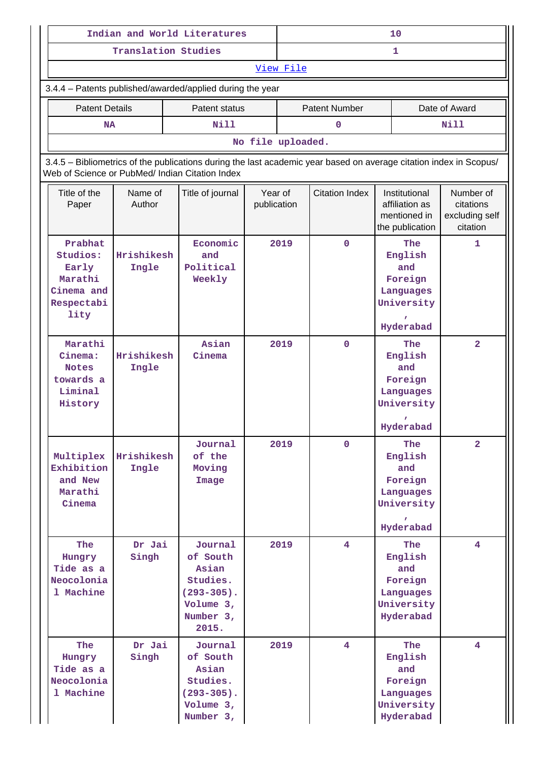| Indian and World Literatures | 10 |
|---|---|
| Translation Studies | 1 |
| View File | |

3.4.4 – Patents published/awarded/applied during the year

| Patent Details | Patent status | Patent Number | Date of Award |
|---|---|---|---|
| NA | Nill | 0 | Nill |
| No file uploaded. | | | |

3.4.5 – Bibliometrics of the publications during the last academic year based on average citation index in Scopus/ Web of Science or PubMed/ Indian Citation Index

| Title of the Paper | Name of Author | Title of journal | Year of publication | Citation Index | Institutional affiliation as mentioned in the publication | Number of citations excluding self citation |
|---|---|---|---|---|---|---|
| Prabhat Studios: Early Marathi Cinema and Respectability | Hrishikesh Ingle | Economic and Political Weekly | 2019 | 0 | The English and Foreign Languages University, Hyderabad | 1 |
| Marathi Cinema: Notes towards a Liminal History | Hrishikesh Ingle | Asian Cinema | 2019 | 0 | The English and Foreign Languages University, Hyderabad | 2 |
| Multiplex Exhibition and New Marathi Cinema | Hrishikesh Ingle | Journal of the Moving Image | 2019 | 0 | The English and Foreign Languages University, Hyderabad | 2 |
| The Hungry Tide as a Neocolonial Machine | Dr Jai Singh | Journal of South Asian Studies. (293-305). Volume 3, Number 3, 2015. | 2019 | 4 | The English and Foreign Languages University Hyderabad | 4 |
| The Hungry Tide as a Neocolonial Machine | Dr Jai Singh | Journal of South Asian Studies. (293-305). Volume 3, Number 3, | 2019 | 4 | The English and Foreign Languages University Hyderabad | 4 |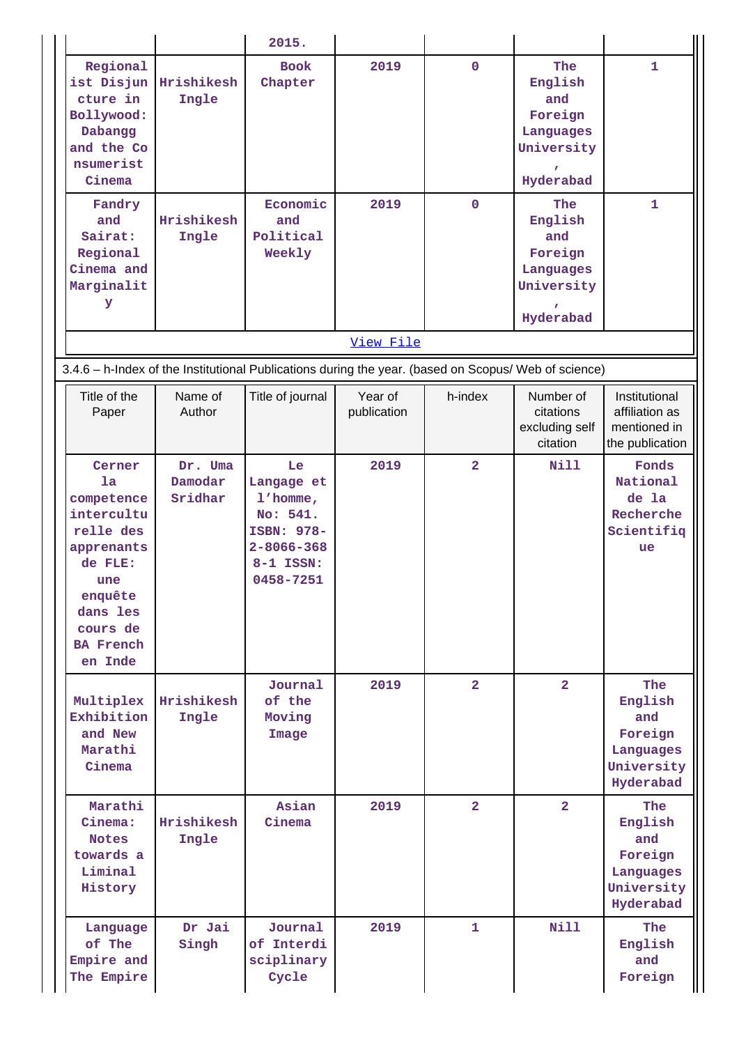| | | 2015. | | | | |
|---|---|---|---|---|---|---|
| Regional Disjuncture in Bollywood: Dabangg and the Consumerist Cinema | Hrishikesh Ingle | Book Chapter | 2019 | 0 | The English and Foreign Languages University, Hyderabad | 1 |
| Fandry and Sairat: Regional Cinema and Marginality | Hrishikesh Ingle | Economic and Political Weekly | 2019 | 0 | The English and Foreign Languages University, Hyderabad | 1 |

[View File]

3.4.6 – h-Index of the Institutional Publications during the year. (based on Scopus/ Web of science)

| Title of the Paper | Name of Author | Title of journal | Year of publication | h-index | Number of citations excluding self citation | Institutional affiliation as mentioned in the publication |
|---|---|---|---|---|---|---|
| Cerner la competence interculturelle des apprenants de FLE: une enquête dans les cours de BA French en Inde | Dr. Uma Damodar Sridhar | Le Langage et l'homme, No: 541. ISBN: 978-2-8066-3688-1 ISSN: 0458-7251 | 2019 | 2 | Nill | Fonds National de la Recherche Scientifique |
| Multiplex Exhibition and New Marathi Cinema | Hrishikesh Ingle | Journal of the Moving Image | 2019 | 2 | 2 | The English and Foreign Languages University Hyderabad |
| Marathi Cinema: Notes towards a Liminal History | Hrishikesh Ingle | Asian Cinema | 2019 | 2 | 2 | The English and Foreign Languages University Hyderabad |
| Language of The Empire and The Empire | Dr Jai Singh | Journal of Interdisciplinary Cycle | 2019 | 1 | Nill | The English and Foreign |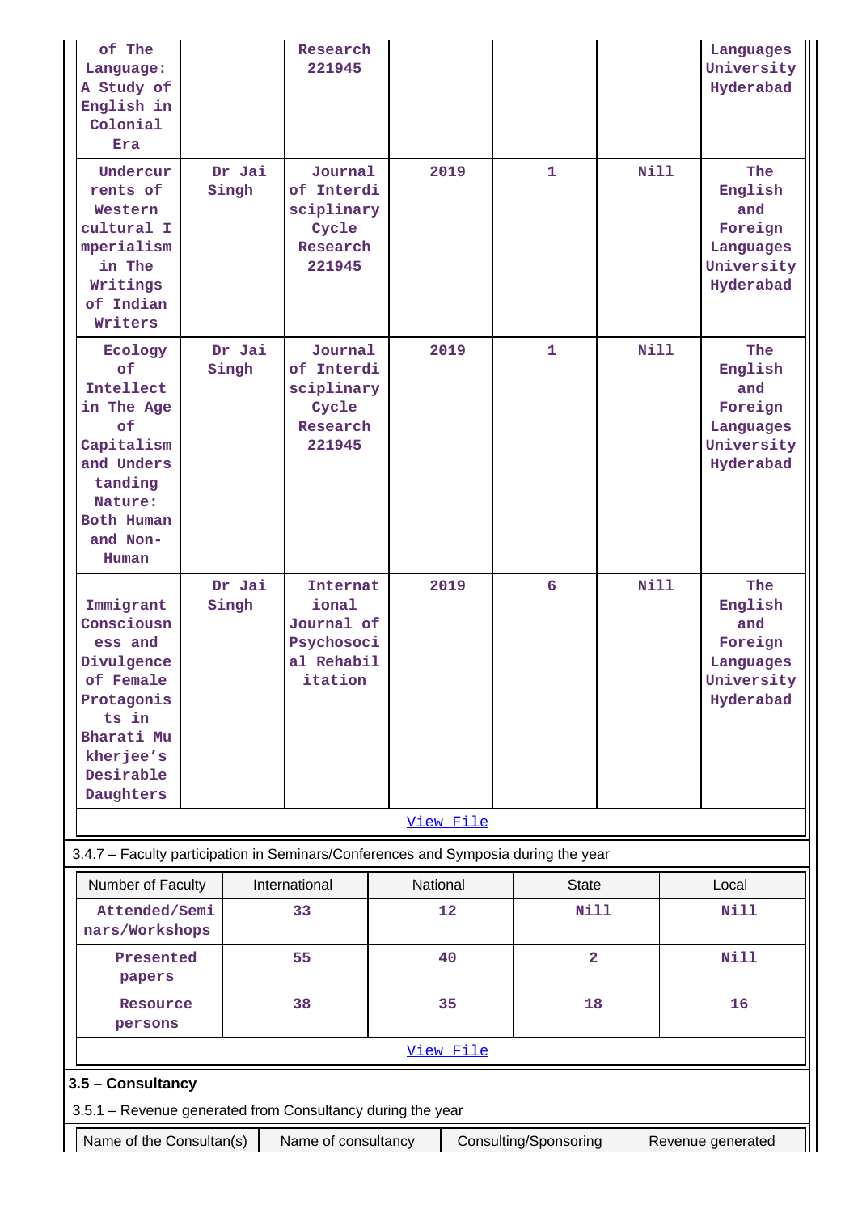| | | | | | | |
|---|---|---|---|---|---|---|
| of The Language: A Study of English in Colonial Era | | Research 221945 | | | | Languages University Hyderabad |
| Undercurrents of Western cultural Imperialism in The Writings of Indian Writers | Dr Jai Singh | Journal of Interdisciplinary Cycle Research 221945 | 2019 | 1 | Nill | The English and Foreign Languages University Hyderabad |
| Ecology of Intellect in The Age of Capitalism and Understanding Nature: Both Human and Non-Human | Dr Jai Singh | Journal of Interdisciplinary Cycle Research 221945 | 2019 | 1 | Nill | The English and Foreign Languages University Hyderabad |
| Immigrant Consciousness and Divulgence of Female Protagonists in Bharati Mukherjee's Desirable Daughters | Dr Jai Singh | International Journal of Psychosocial Rehabilitation | 2019 | 6 | Nill | The English and Foreign Languages University Hyderabad |

[View File]

3.4.7 – Faculty participation in Seminars/Conferences and Symposia during the year

| Number of Faculty | International | National | State | Local |
|---|---|---|---|---|
| Attended/Seminars/Workshops | 33 | 12 | Nill | Nill |
| Presented papers | 55 | 40 | 2 | Nill |
| Resource persons | 38 | 35 | 18 | 16 |

[View File]

**3.5 – Consultancy**

3.5.1 – Revenue generated from Consultancy during the year

| Name of the Consultan(s) | Name of consultancy | Consulting/Sponsoring | Revenue generated |
|---|---|---|---|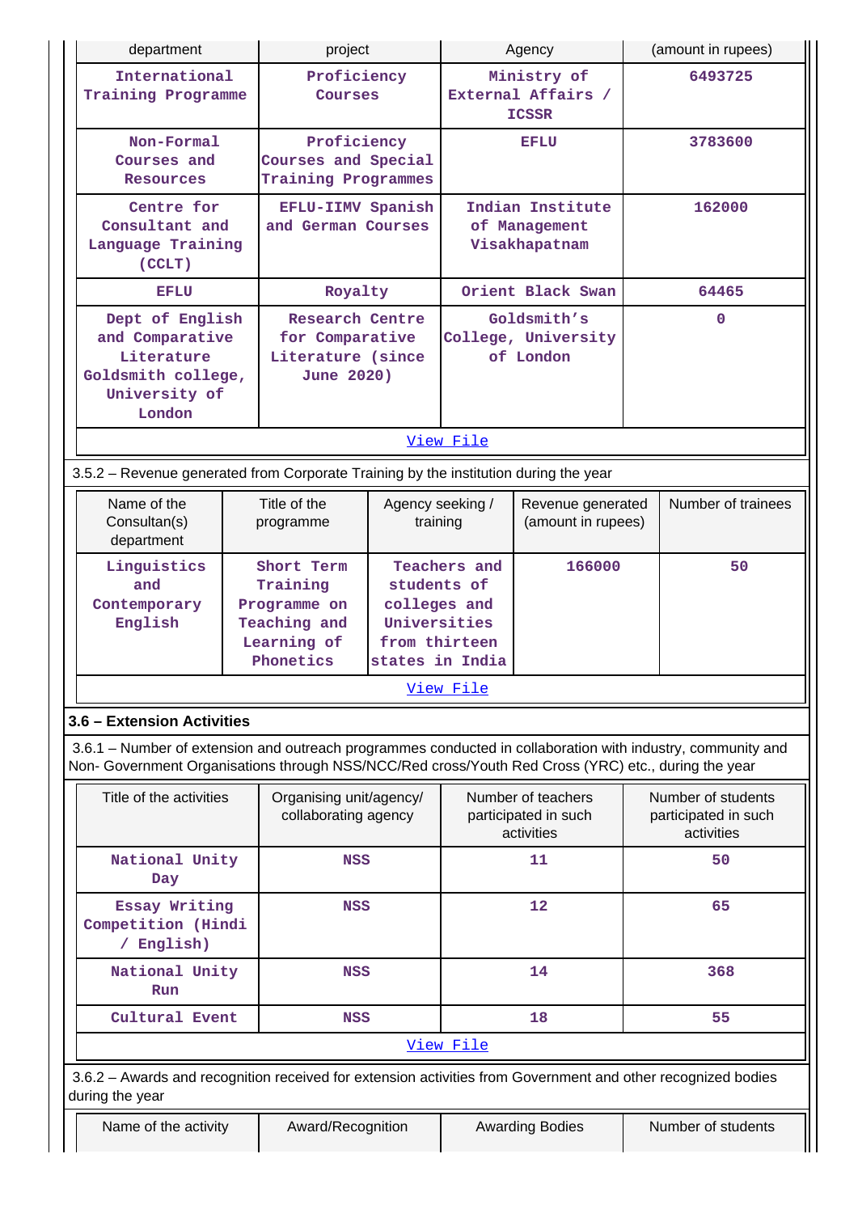| department | project | Agency | (amount in rupees) |
|---|---|---|---|
| International Training Programme | Proficiency Courses | Ministry of External Affairs / ICSSR | 6493725 |
| Non-Formal Courses and Resources | Proficiency Courses and Special Training Programmes | EFLU | 3783600 |
| Centre for Consultant and Language Training (CCLT) | EFLU-IIMV Spanish and German Courses | Indian Institute of Management Visakhapatnam | 162000 |
| EFLU | Royalty | Orient Black Swan | 64465 |
| Dept of English and Comparative Literature Goldsmith college, University of London | Research Centre for Comparative Literature (since June 2020) | Goldsmith's College, University of London | 0 |

View File

3.5.2 – Revenue generated from Corporate Training by the institution during the year

| Name of the Consultan(s) department | Title of the programme | Agency seeking / training | Revenue generated (amount in rupees) | Number of trainees |
|---|---|---|---|---|
| Linguistics and Contemporary English | Short Term Training Programme on Teaching and Learning of Phonetics | Teachers and students of colleges and Universities from thirteen states in India | 166000 | 50 |

View File

### 3.6 – Extension Activities

3.6.1 – Number of extension and outreach programmes conducted in collaboration with industry, community and Non- Government Organisations through NSS/NCC/Red cross/Youth Red Cross (YRC) etc., during the year

| Title of the activities | Organising unit/agency/ collaborating agency | Number of teachers participated in such activities | Number of students participated in such activities |
|---|---|---|---|
| National Unity Day | NSS | 11 | 50 |
| Essay Writing Competition (Hindi / English) | NSS | 12 | 65 |
| National Unity Run | NSS | 14 | 368 |
| Cultural Event | NSS | 18 | 55 |

View File

3.6.2 – Awards and recognition received for extension activities from Government and other recognized bodies during the year

| Name of the activity | Award/Recognition | Awarding Bodies | Number of students |
|---|---|---|---|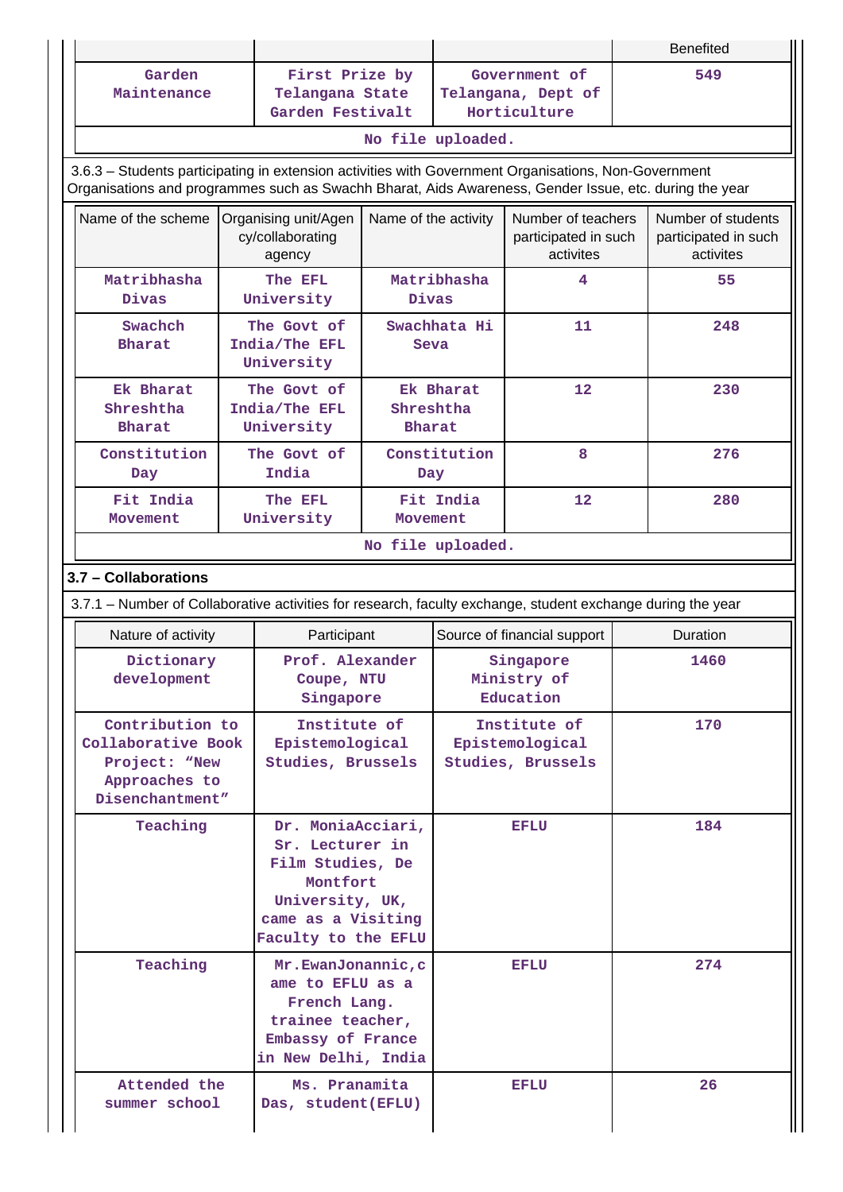| | | | Benefited |
|---|---|---|---|
| Garden Maintenance | First Prize by Telangana State Garden Festivalt | Government of Telangana, Dept of Horticulture | 549 |

No file uploaded.

3.6.3 – Students participating in extension activities with Government Organisations, Non-Government Organisations and programmes such as Swachh Bharat, Aids Awareness, Gender Issue, etc. during the year

| Name of the scheme | Organising unit/Agency/collaborating agency | Name of the activity | Number of teachers participated in such activites | Number of students participated in such activites |
|---|---|---|---|---|
| Matribhasha Divas | The EFL University | Matribhasha Divas | 4 | 55 |
| Swachch Bharat | The Govt of India/The EFL University | Swachhata Hi Seva | 11 | 248 |
| Ek Bharat Shreshtha Bharat | The Govt of India/The EFL University | Ek Bharat Shreshtha Bharat | 12 | 230 |
| Constitution Day | The Govt of India | Constitution Day | 8 | 276 |
| Fit India Movement | The EFL University | Fit India Movement | 12 | 280 |

No file uploaded.

## 3.7 – Collaborations

3.7.1 – Number of Collaborative activities for research, faculty exchange, student exchange during the year

| Nature of activity | Participant | Source of financial support | Duration |
|---|---|---|---|
| Dictionary development | Prof. Alexander Coupe, NTU Singapore | Singapore Ministry of Education | 1460 |
| Contribution to Collaborative Book Project: “New Approaches to Disenchantment” | Institute of Epistemological Studies, Brussels | Institute of Epistemological Studies, Brussels | 170 |
| Teaching | Dr. MoniaAcciari, Sr. Lecturer in Film Studies, De Montfort University, UK, came as a Visiting Faculty to the EFLU | EFLU | 184 |
| Teaching | Mr.EwanJonannic,came to EFLU as a French Lang. trainee teacher, Embassy of France in New Delhi, India | EFLU | 274 |
| Attended the summer school | Ms. Pranamita Das, student(EFLU) | EFLU | 26 |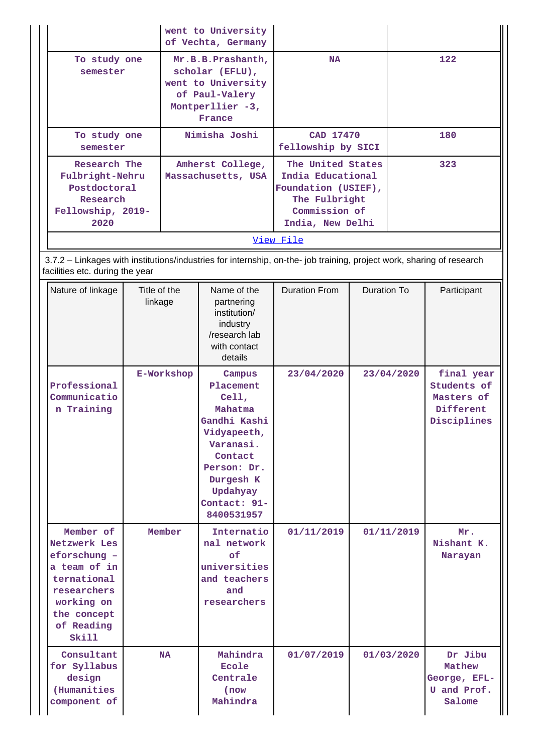| | | | |
|---|---|---|---|
| | went to University of Vechta, Germany | | |
| To study one semester | Mr.B.B.Prashanth, scholar (EFLU), went to University of Paul-Valery Montperllier -3, France | NA | 122 |
| To study one semester | Nimisha Joshi | CAD 17470 fellowship by SICI | 180 |
| Research The Fulbright-Nehru Postdoctoral Research Fellowship, 2019-2020 | Amherst College, Massachusetts, USA | The United States India Educational Foundation (USIEF), The Fulbright Commission of India, New Delhi | 323 |

View File

3.7.2 – Linkages with institutions/industries for internship, on-the- job training, project work, sharing of research facilities etc. during the year

| Nature of linkage | Title of the linkage | Name of the partnering institution/ industry /research lab with contact details | Duration From | Duration To | Participant |
|---|---|---|---|---|---|
| Professional Communication Training | E-Workshop | Campus Placement Cell, Mahatma Gandhi Kashi Vidyapeeth, Varanasi. Contact Person: Dr. Durgesh K Updahyay Contact: 91-8400531957 | 23/04/2020 | 23/04/2020 | final year Students of Masters of Different Disciplines |
| Member of Netzwerk Lesforschung – a team of international researchers working on the concept of Reading Skill | Member | International network of universities and teachers and researchers | 01/11/2019 | 01/11/2019 | Mr. Nishant K. Narayan |
| Consultant for Syllabus design (Humanities component of | NA | Mahindra Ecole Centrale (now Mahindra | 01/07/2019 | 01/03/2020 | Dr Jibu Mathew George, EFL-U and Prof. Salome |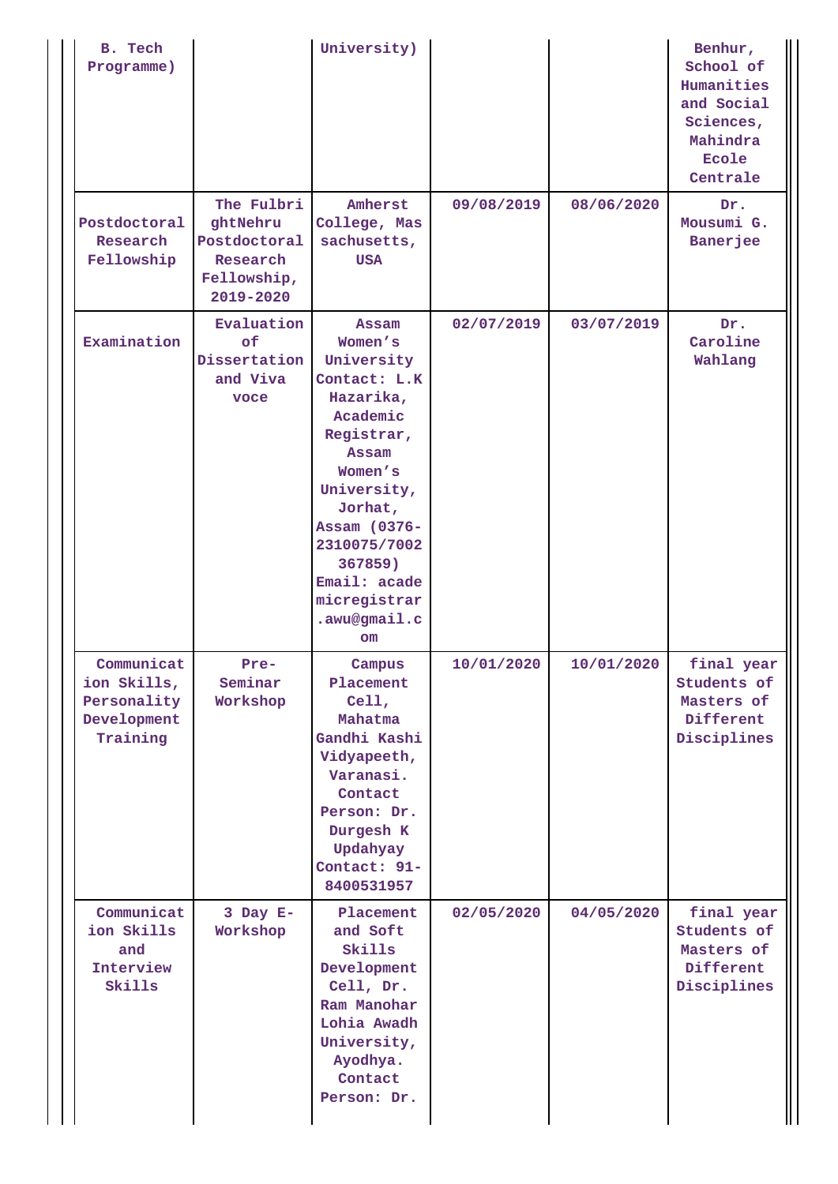| | | | | | |
|---|---|---|---|---|---|
| B. Tech Programme) | | University) | | | Benhur, School of Humanities and Social Sciences, Mahindra Ecole Centrale |
| Postdoctoral Research Fellowship | The FulbrightNehru Postdoctoral Research Fellowship, 2019-2020 | Amherst College, Massachusetts, USA | 09/08/2019 | 08/06/2020 | Dr. Mousumi G. Banerjee |
| Examination | Evaluation of Dissertation and Viva voce | Assam Women's University Contact: L.K Hazarika, Academic Registrar, Assam Women's University, Jorhat, Assam (0376-2310075/7002367859) Email: academicregistrar.awu@gmail.com | 02/07/2019 | 03/07/2019 | Dr. Caroline Wahlang |
| Communication Skills, Personality Development Training | Pre-Seminar Workshop | Campus Placement Cell, Mahatma Gandhi Kashi Vidyapeeth, Varanasi. Contact Person: Dr. Durgesh K Updahyay Contact: 91-8400531957 | 10/01/2020 | 10/01/2020 | final year Students of Masters of Different Disciplines |
| Communication Skills and Interview Skills | 3 Day E-Workshop | Placement and Soft Skills Development Cell, Dr. Ram Manohar Lohia Awadh University, Ayodhya. Contact Person: Dr. | 02/05/2020 | 04/05/2020 | final year Students of Masters of Different Disciplines |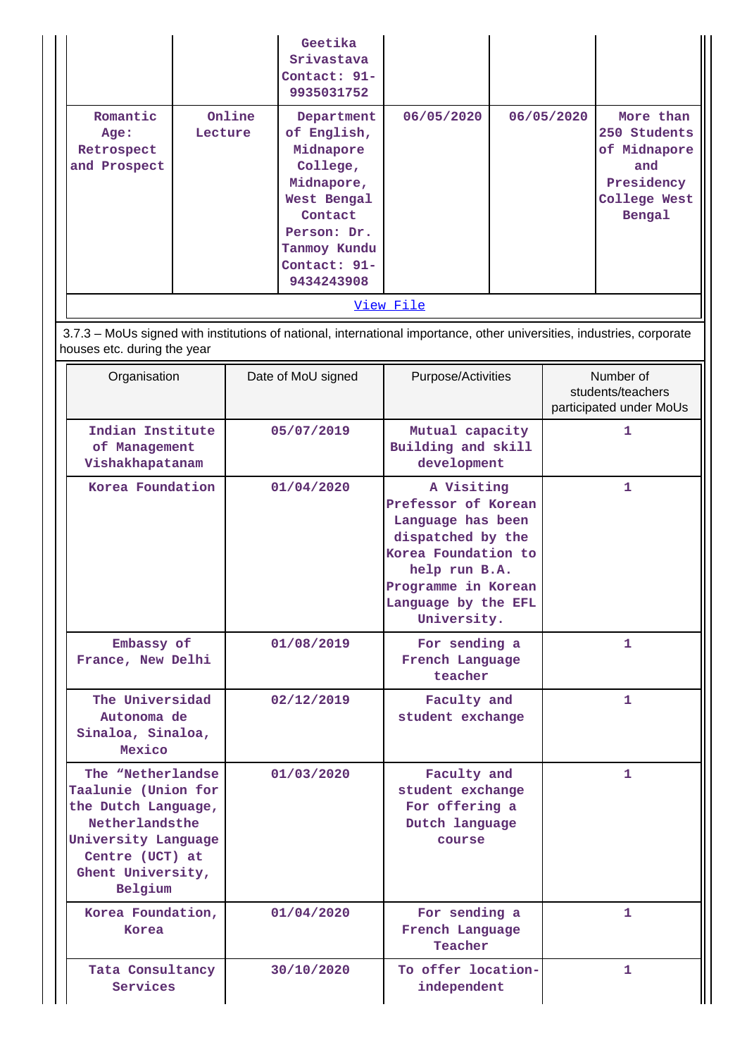| | | | | | |
|---|---|---|---|---|---|
| | | Geetika Srivastava Contact: 91-9935031752 | | | |
| Romantic Age: Retrospect and Prospect | Online Lecture | Department of English, Midnapore College, Midnapore, West Bengal Contact Person: Dr. Tanmoy Kundu Contact: 91-9434243908 | 06/05/2020 | 06/05/2020 | More than 250 Students of Midnapore and Presidency College West Bengal |

[View File]

3.7.3 – MoUs signed with institutions of national, international importance, other universities, industries, corporate houses etc. during the year

| Organisation | Date of MoU signed | Purpose/Activities | Number of students/teachers participated under MoUs |
|---|---|---|---|
| Indian Institute of Management Vishakhapatanam | 05/07/2019 | Mutual capacity Building and skill development | 1 |
| Korea Foundation | 01/04/2020 | A Visiting Professor of Korean Language has been dispatched by the Korea Foundation to help run B.A. Programme in Korean Language by the EFL University. | 1 |
| Embassy of France, New Delhi | 01/08/2019 | For sending a French Language teacher | 1 |
| The Universidad Autonoma de Sinaloa, Sinaloa, Mexico | 02/12/2019 | Faculty and student exchange | 1 |
| The “Netherlandse Taalunie (Union for the Dutch Language, Netherlandsthe University Language Centre (UCT) at Ghent University, Belgium | 01/03/2020 | Faculty and student exchange For offering a Dutch language course | 1 |
| Korea Foundation, Korea | 01/04/2020 | For sending a French Language Teacher | 1 |
| Tata Consultancy Services | 30/10/2020 | To offer location-independent | 1 |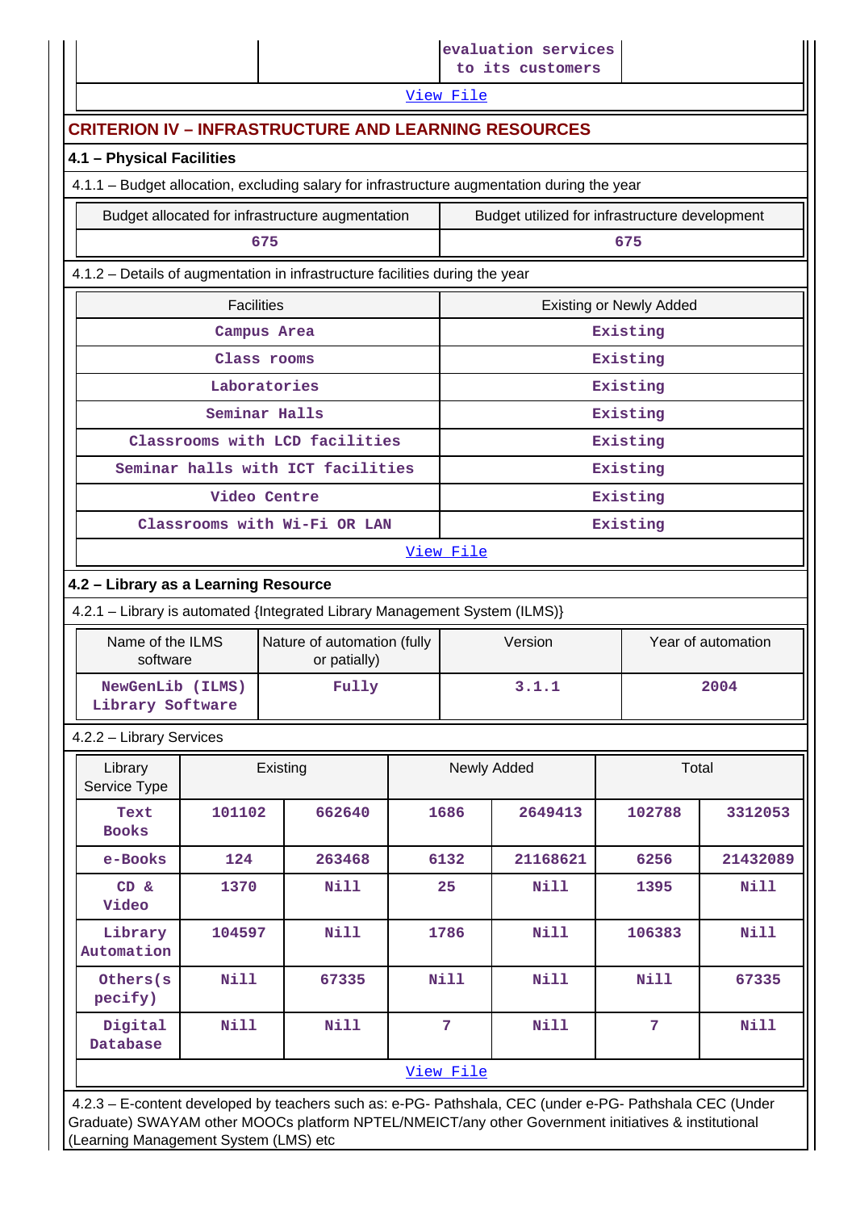| | | evaluation services to its customers | |
|---|---|---|---|

[View File]

## CRITERION IV – INFRASTRUCTURE AND LEARNING RESOURCES

### 4.1 – Physical Facilities

4.1.1 – Budget allocation, excluding salary for infrastructure augmentation during the year

| Budget allocated for infrastructure augmentation | Budget utilized for infrastructure development |
|---|---|
| 675 | 675 |

4.1.2 – Details of augmentation in infrastructure facilities during the year

| Facilities | Existing or Newly Added |
|---|---|
| Campus Area | Existing |
| Class rooms | Existing |
| Laboratories | Existing |
| Seminar Halls | Existing |
| Classrooms with LCD facilities | Existing |
| Seminar halls with ICT facilities | Existing |
| Video Centre | Existing |
| Classrooms with Wi-Fi OR LAN | Existing |

[View File]

### 4.2 – Library as a Learning Resource

4.2.1 – Library is automated {Integrated Library Management System (ILMS)}

| Name of the ILMS software | Nature of automation (fully or patially) | Version | Year of automation |
|---|---|---|---|
| NewGenLib (ILMS) Library Software | Fully | 3.1.1 | 2004 |

4.2.2 – Library Services

| Library Service Type | Existing | | Newly Added | | Total | |
|---|---|---|---|---|---|---|
| Text Books | 101102 | 662640 | 1686 | 2649413 | 102788 | 3312053 |
| e-Books | 124 | 263468 | 6132 | 21168621 | 6256 | 21432089 |
| CD & Video | 1370 | Nill | 25 | Nill | 1395 | Nill |
| Library Automation | 104597 | Nill | 1786 | Nill | 106383 | Nill |
| Others(specify) | Nill | 67335 | Nill | Nill | Nill | 67335 |
| Digital Database | Nill | Nill | 7 | Nill | 7 | Nill |

[View File]

4.2.3 – E-content developed by teachers such as: e-PG- Pathshala, CEC (under e-PG- Pathshala CEC (Under Graduate) SWAYAM other MOOCs platform NPTEL/NMEICT/any other Government initiatives & institutional (Learning Management System (LMS) etc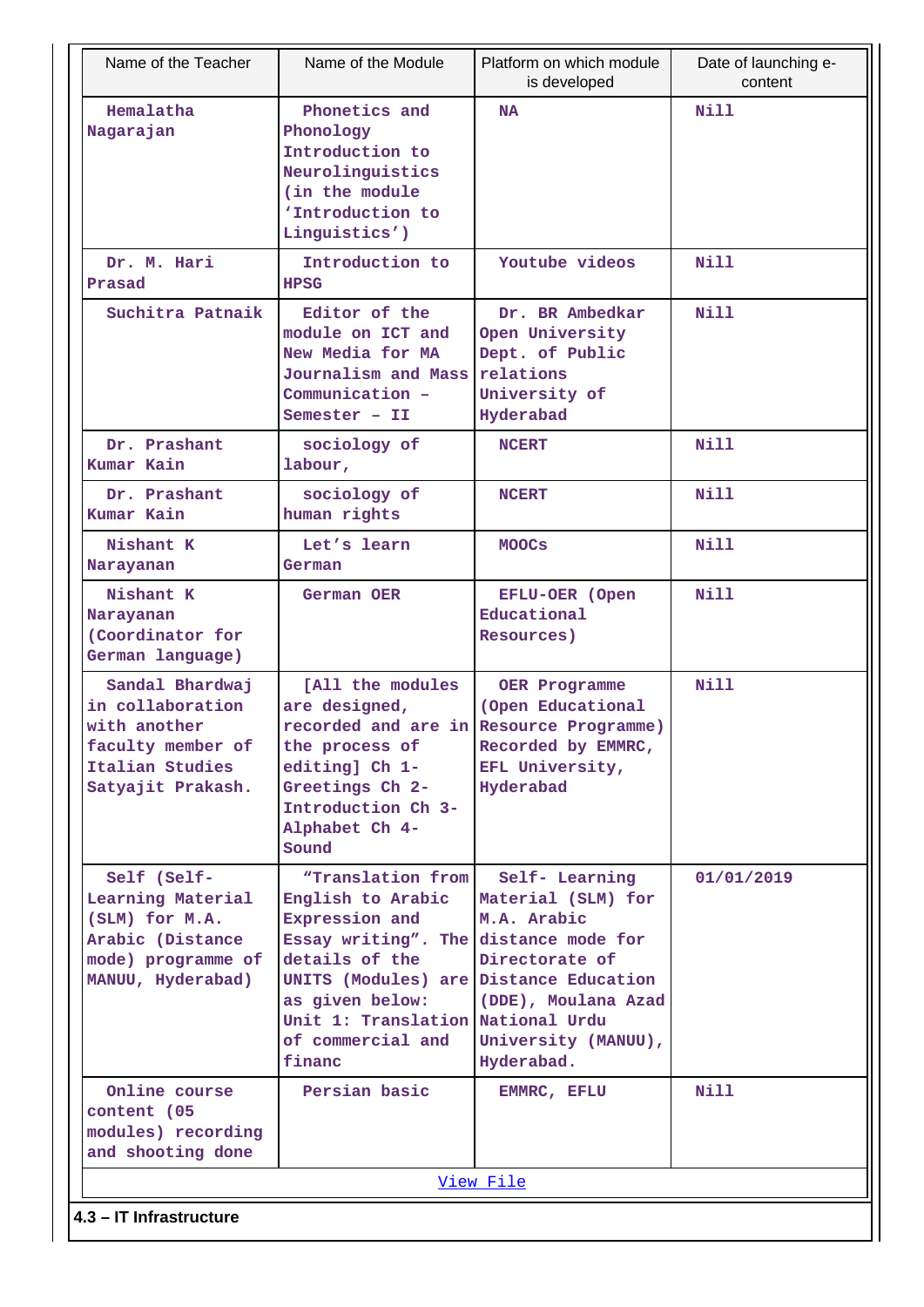| Name of the Teacher | Name of the Module | Platform on which module is developed | Date of launching e-content |
|---|---|---|---|
| Hemalatha Nagarajan | Phonetics and Phonology Introduction to Neurolinguistics (in the module 'Introduction to Linguistics') | NA | Nill |
| Dr. M. Hari Prasad | Introduction to HPSG | Youtube videos | Nill |
| Suchitra Patnaik | Editor of the module on ICT and New Media for MA Journalism and Mass Communication – Semester – II | Dr. BR Ambedkar Open University Dept. of Public relations University of Hyderabad | Nill |
| Dr. Prashant Kumar Kain | sociology of labour, | NCERT | Nill |
| Dr. Prashant Kumar Kain | sociology of human rights | NCERT | Nill |
| Nishant K Narayanan | Let's learn German | MOOCs | Nill |
| Nishant K Narayanan (Coordinator for German language) | German OER | EFLU-OER (Open Educational Resources) | Nill |
| Sandal Bhardwaj in collaboration with another faculty member of Italian Studies Satyajit Prakash. | [All the modules are designed, recorded and are in the process of editing] Ch 1- Greetings Ch 2- Introduction Ch 3- Alphabet Ch 4- Sound | OER Programme (Open Educational Resource Programme) Recorded by EMMRC, EFL University, Hyderabad | Nill |
| Self (Self-Learning Material (SLM) for M.A. Arabic (Distance mode) programme of MANUU, Hyderabad) | "Translation from English to Arabic Expression and Essay writing". The details of the UNITS (Modules) are as given below: Unit 1: Translation of commercial and financ | Self- Learning Material (SLM) for M.A. Arabic distance mode for Directorate of Distance Education (DDE), Moulana Azad National Urdu University (MANUU), Hyderabad. | 01/01/2019 |
| Online course content (05 modules) recording and shooting done | Persian basic | EMMRC, EFLU | Nill |

View File

**4.3 – IT Infrastructure**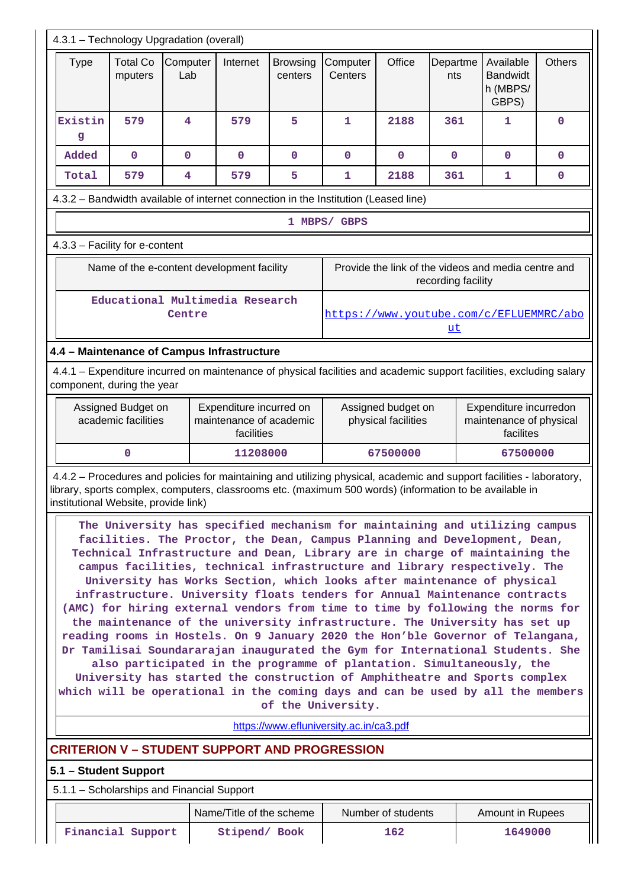4.3.1 – Technology Upgradation (overall)

| Type | Total Computers | Computer Lab | Internet | Browsing centers | Computer Centers | Office | Departments | Available Bandwidth (MBPS/ GBPS) | Others |
|---|---|---|---|---|---|---|---|---|---|
| Existing | 579 | 4 | 579 | 5 | 1 | 2188 | 361 | 1 | 0 |
| Added | 0 | 0 | 0 | 0 | 0 | 0 | 0 | 0 | 0 |
| Total | 579 | 4 | 579 | 5 | 1 | 2188 | 361 | 1 | 0 |

4.3.2 – Bandwidth available of internet connection in the Institution (Leased line)

1 MBPS/ GBPS

4.3.3 – Facility for e-content

| Name of the e-content development facility | Provide the link of the videos and media centre and recording facility |
|---|---|
| Educational Multimedia Research Centre | https://www.youtube.com/c/EFLUEMMRC/about |

### 4.4 – Maintenance of Campus Infrastructure

4.4.1 – Expenditure incurred on maintenance of physical facilities and academic support facilities, excluding salary component, during the year

| Assigned Budget on academic facilities | Expenditure incurred on maintenance of academic facilities | Assigned budget on physical facilities | Expenditure incurredon maintenance of physical facilites |
|---|---|---|---|
| 0 | 11208000 | 67500000 | 67500000 |

4.4.2 – Procedures and policies for maintaining and utilizing physical, academic and support facilities - laboratory, library, sports complex, computers, classrooms etc. (maximum 500 words) (information to be available in institutional Website, provide link)

The University has specified mechanism for maintaining and utilizing campus facilities. The Proctor, the Dean, Campus Planning and Development, Dean, Technical Infrastructure and Dean, Library are in charge of maintaining the campus facilities, technical infrastructure and library respectively. The University has Works Section, which looks after maintenance of physical infrastructure. University floats tenders for Annual Maintenance contracts (AMC) for hiring external vendors from time to time by following the norms for the maintenance of the university infrastructure. The University has set up reading rooms in Hostels. On 9 January 2020 the Hon'ble Governor of Telangana, Dr Tamilisai Soundararajan inaugurated the Gym for International Students. She also participated in the programme of plantation. Simultaneously, the University has started the construction of Amphitheatre and Sports complex which will be operational in the coming days and can be used by all the members of the University.

https://www.efluniversity.ac.in/ca3.pdf

## CRITERION V – STUDENT SUPPORT AND PROGRESSION

### 5.1 – Student Support

5.1.1 – Scholarships and Financial Support

| | Name/Title of the scheme | Number of students | Amount in Rupees |
|---|---|---|---|
| Financial Support | Stipend/ Book | 162 | 1649000 |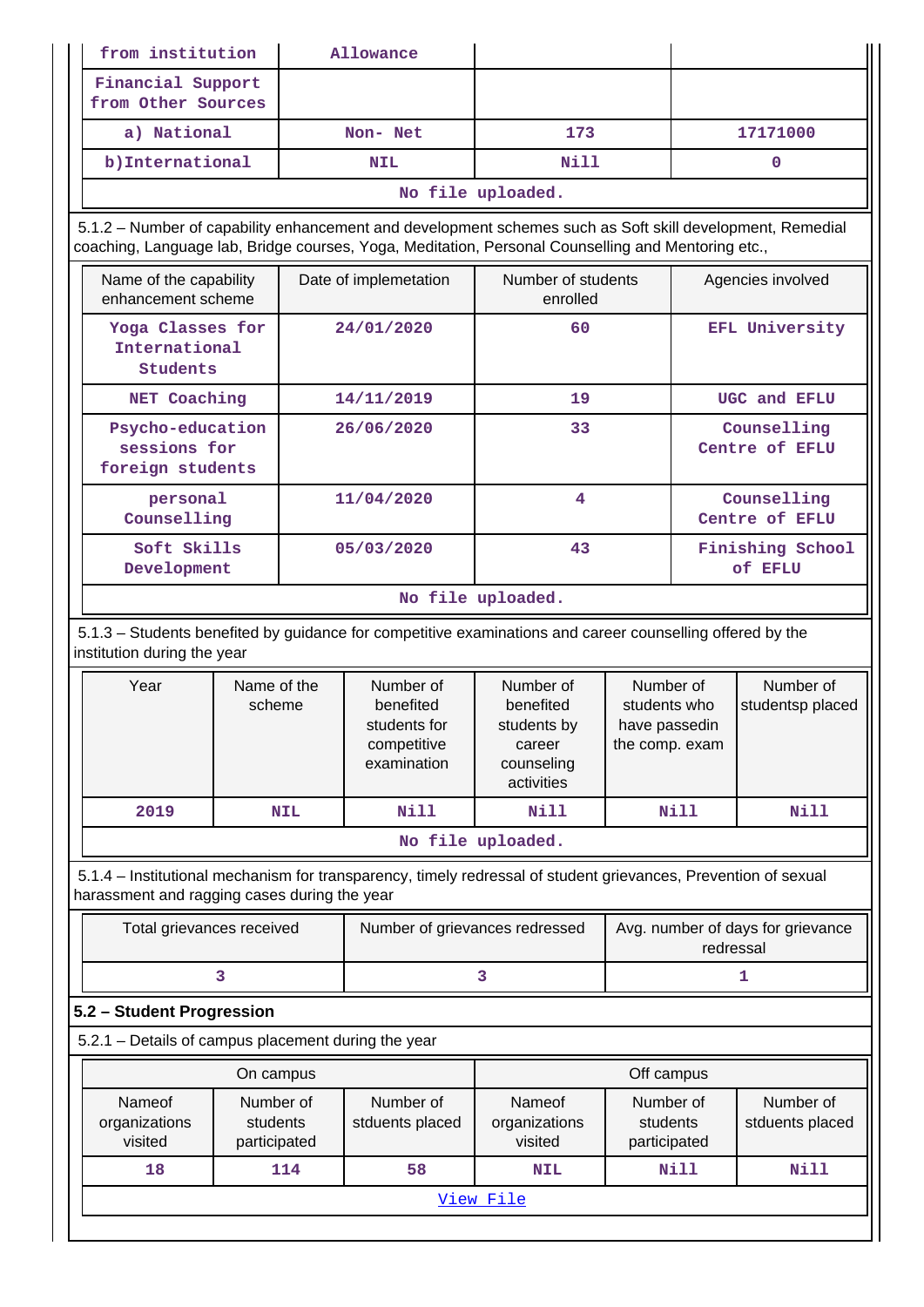| from institution | Allowance | | |
|---|---|---|---|
| Financial Support from Other Sources | | | |
| a) National | Non- Net | 173 | 17171000 |
| b)International | NIL | Nill | 0 |
| No file uploaded. | | | |

5.1.2 – Number of capability enhancement and development schemes such as Soft skill development, Remedial coaching, Language lab, Bridge courses, Yoga, Meditation, Personal Counselling and Mentoring etc.,

| Name of the capability enhancement scheme | Date of implemetation | Number of students enrolled | Agencies involved |
|---|---|---|---|
| Yoga Classes for International Students | 24/01/2020 | 60 | EFL University |
| NET Coaching | 14/11/2019 | 19 | UGC and EFLU |
| Psycho-education sessions for foreign students | 26/06/2020 | 33 | Counselling Centre of EFLU |
| personal Counselling | 11/04/2020 | 4 | Counselling Centre of EFLU |
| Soft Skills Development | 05/03/2020 | 43 | Finishing School of EFLU |
| No file uploaded. | | | |

5.1.3 – Students benefited by guidance for competitive examinations and career counselling offered by the institution during the year

| Year | Name of the scheme | Number of benefited students for competitive examination | Number of benefited students by career counseling activities | Number of students who have passedin the comp. exam | Number of studentsp placed |
|---|---|---|---|---|---|
| 2019 | NIL | Nill | Nill | Nill | Nill |
| No file uploaded. | | | | | |

5.1.4 – Institutional mechanism for transparency, timely redressal of student grievances, Prevention of sexual harassment and ragging cases during the year

| Total grievances received | Number of grievances redressed | Avg. number of days for grievance redressal |
|---|---|---|
| 3 | 3 | 1 |

**5.2 – Student Progression**

5.2.1 – Details of campus placement during the year

| On campus | | | Off campus | | |
|---|---|---|---|---|---|
| Nameof organizations visited | Number of students participated | Number of stduents placed | Nameof organizations visited | Number of students participated | Number of stduents placed |
| 18 | 114 | 58 | NIL | Nill | Nill |
| View File | | | | | |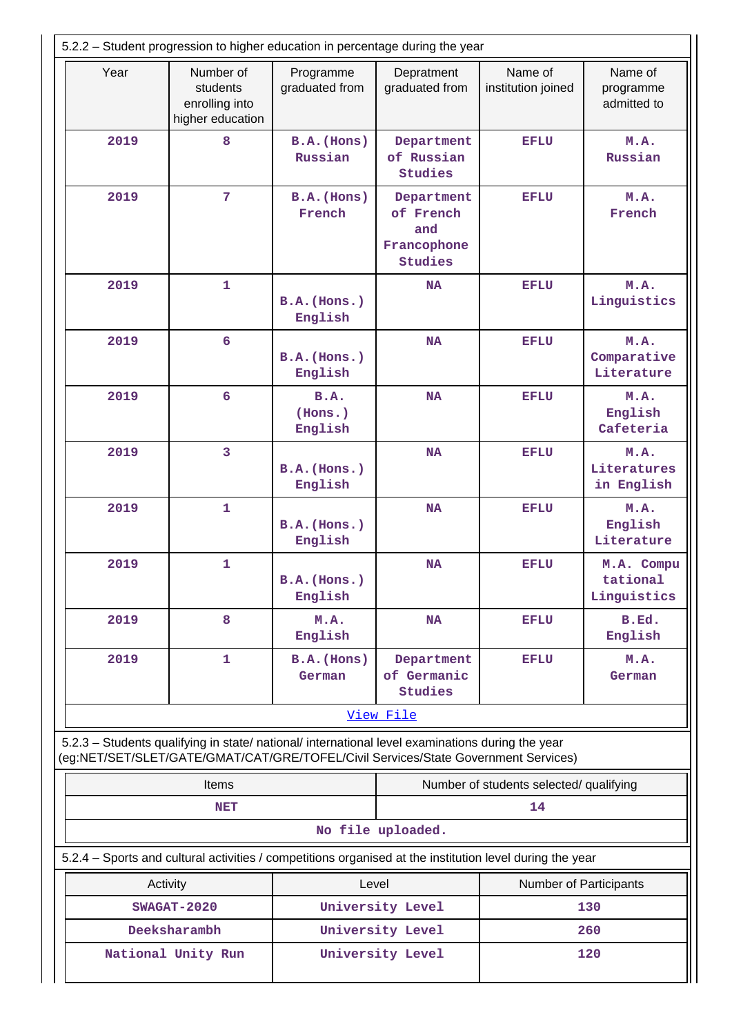5.2.2 – Student progression to higher education in percentage during the year

| Year | Number of students enrolling into higher education | Programme graduated from | Depratment graduated from | Name of institution joined | Name of programme admitted to |
|---|---|---|---|---|---|
| 2019 | 8 | B.A.(Hons) Russian | Department of Russian Studies | EFLU | M.A. Russian |
| 2019 | 7 | B.A.(Hons) French | Department of French and Francophone Studies | EFLU | M.A. French |
| 2019 | 1 | B.A.(Hons.) English | NA | EFLU | M.A. Linguistics |
| 2019 | 6 | B.A.(Hons.) English | NA | EFLU | M.A. Comparative Literature |
| 2019 | 6 | B.A. (Hons.) English | NA | EFLU | M.A. English Cafeteria |
| 2019 | 3 | B.A.(Hons.) English | NA | EFLU | M.A. Literatures in English |
| 2019 | 1 | B.A.(Hons.) English | NA | EFLU | M.A. English Literature |
| 2019 | 1 | B.A.(Hons.) English | NA | EFLU | M.A. Computational Linguistics |
| 2019 | 8 | M.A. English | NA | EFLU | B.Ed. English |
| 2019 | 1 | B.A.(Hons) German | Department of Germanic Studies | EFLU | M.A. German |

View File

5.2.3 – Students qualifying in state/ national/ international level examinations during the year (eg:NET/SET/SLET/GATE/GMAT/CAT/GRE/TOFEL/Civil Services/State Government Services)

| Items | Number of students selected/ qualifying |
|---|---|
| NET | 14 |

No file uploaded.

5.2.4 – Sports and cultural activities / competitions organised at the institution level during the year

| Activity | Level | Number of Participants |
|---|---|---|
| SWAGAT-2020 | University Level | 130 |
| Deeksharambh | University Level | 260 |
| National Unity Run | University Level | 120 |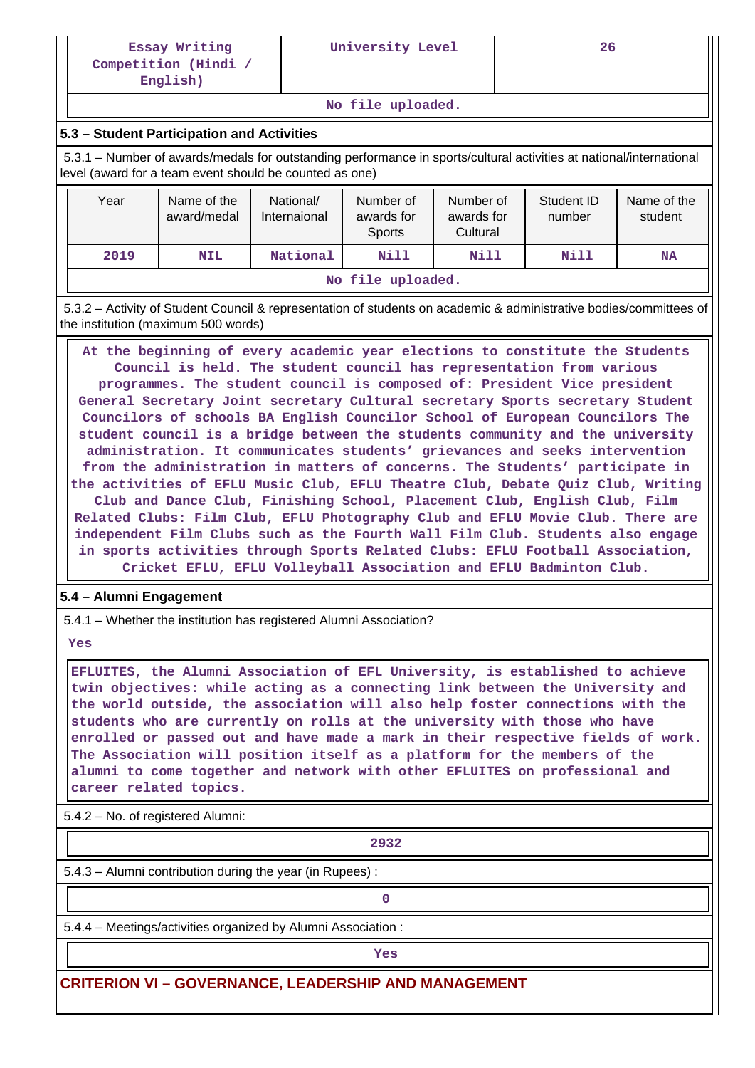| Essay Writing Competition (Hindi / English) | University Level | 26 |
|---|---|---|
| No file uploaded. | | |

## 5.3 – Student Participation and Activities

5.3.1 – Number of awards/medals for outstanding performance in sports/cultural activities at national/international level (award for a team event should be counted as one)

| Year | Name of the award/medal | National/ Internaional | Number of awards for Sports | Number of awards for Cultural | Student ID number | Name of the student |
|---|---|---|---|---|---|---|
| 2019 | NIL | National | Nill | Nill | Nill | NA |
| No file uploaded. | | | | | | |

5.3.2 – Activity of Student Council & representation of students on academic & administrative bodies/committees of the institution (maximum 500 words)

At the beginning of every academic year elections to constitute the Students Council is held. The student council has representation from various programmes. The student council is composed of: President Vice president General Secretary Joint secretary Cultural secretary Sports secretary Student Councilors of schools BA English Councilor School of European Councilors The student council is a bridge between the students community and the university administration. It communicates students' grievances and seeks intervention from the administration in matters of concerns. The Students' participate in the activities of EFLU Music Club, EFLU Theatre Club, Debate Quiz Club, Writing Club and Dance Club, Finishing School, Placement Club, English Club, Film Related Clubs: Film Club, EFLU Photography Club and EFLU Movie Club. There are independent Film Clubs such as the Fourth Wall Film Club. Students also engage in sports activities through Sports Related Clubs: EFLU Football Association, Cricket EFLU, EFLU Volleyball Association and EFLU Badminton Club.

## 5.4 – Alumni Engagement

5.4.1 – Whether the institution has registered Alumni Association?

Yes

EFLUITES, the Alumni Association of EFL University, is established to achieve twin objectives: while acting as a connecting link between the University and the world outside, the association will also help foster connections with the students who are currently on rolls at the university with those who have enrolled or passed out and have made a mark in their respective fields of work. The Association will position itself as a platform for the members of the alumni to come together and network with other EFLUITES on professional and career related topics.

5.4.2 – No. of registered Alumni:

2932

5.4.3 – Alumni contribution during the year (in Rupees) :

0

5.4.4 – Meetings/activities organized by Alumni Association :

Yes

# CRITERION VI – GOVERNANCE, LEADERSHIP AND MANAGEMENT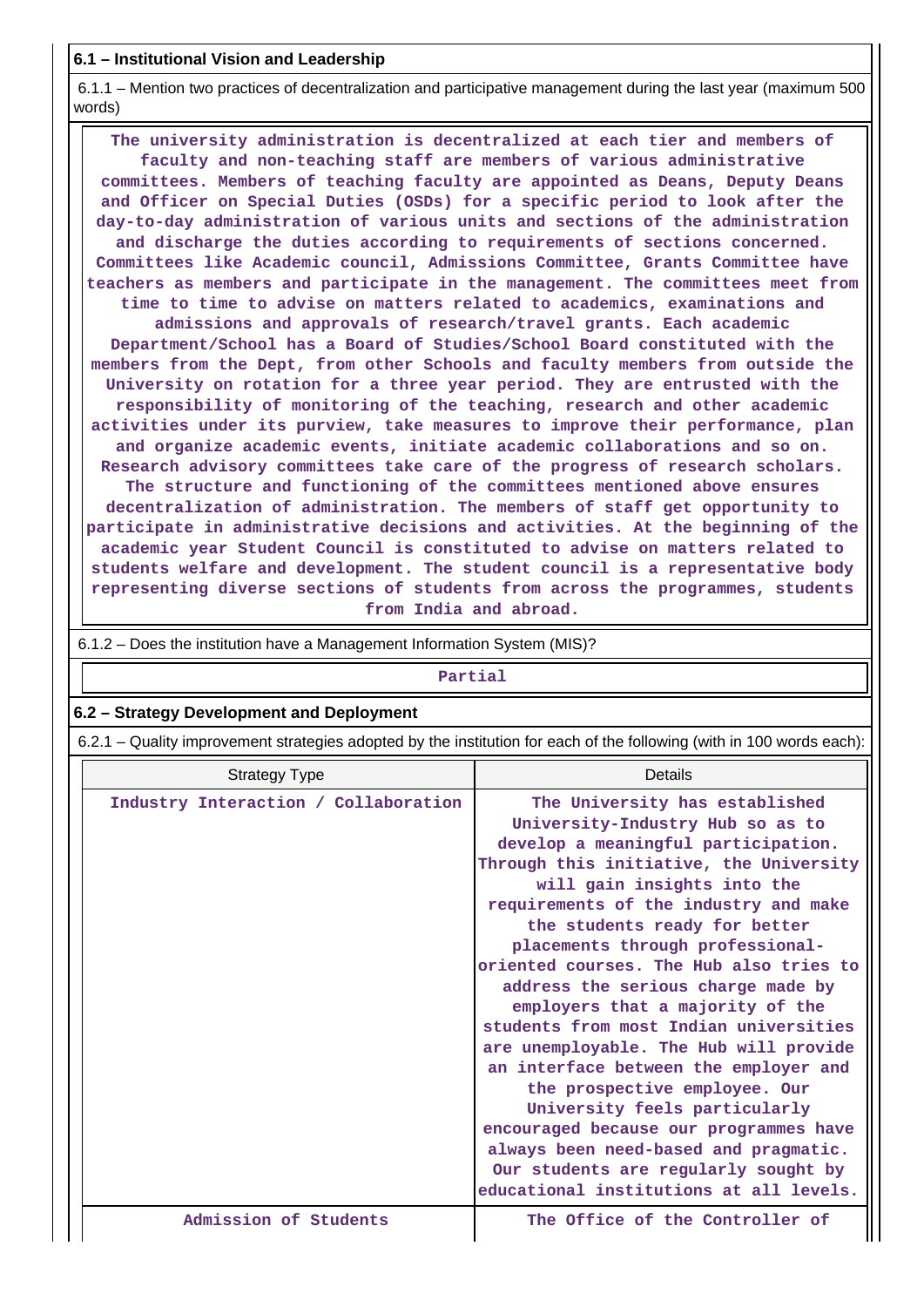**6.1 – Institutional Vision and Leadership**

6.1.1 – Mention two practices of decentralization and participative management during the last year (maximum 500 words)

The university administration is decentralized at each tier and members of faculty and non-teaching staff are members of various administrative committees. Members of teaching faculty are appointed as Deans, Deputy Deans and Officer on Special Duties (OSDs) for a specific period to look after the day-to-day administration of various units and sections of the administration and discharge the duties according to requirements of sections concerned. Committees like Academic council, Admissions Committee, Grants Committee have teachers as members and participate in the management. The committees meet from time to time to advise on matters related to academics, examinations and admissions and approvals of research/travel grants. Each academic Department/School has a Board of Studies/School Board constituted with the members from the Dept, from other Schools and faculty members from outside the University on rotation for a three year period. They are entrusted with the responsibility of monitoring of the teaching, research and other academic activities under its purview, take measures to improve their performance, plan and organize academic events, initiate academic collaborations and so on. Research advisory committees take care of the progress of research scholars. The structure and functioning of the committees mentioned above ensures decentralization of administration. The members of staff get opportunity to participate in administrative decisions and activities. At the beginning of the academic year Student Council is constituted to advise on matters related to students welfare and development. The student council is a representative body representing diverse sections of students from across the programmes, students from India and abroad.

6.1.2 – Does the institution have a Management Information System (MIS)?

Partial

**6.2 – Strategy Development and Deployment**

6.2.1 – Quality improvement strategies adopted by the institution for each of the following (with in 100 words each):

| Strategy Type | Details |
|---|---|
| Industry Interaction / Collaboration | The University has established University-Industry Hub so as to develop a meaningful participation. Through this initiative, the University will gain insights into the requirements of the industry and make the students ready for better placements through professional-oriented courses. The Hub also tries to address the serious charge made by employers that a majority of the students from most Indian universities are unemployable. The Hub will provide an interface between the employer and the prospective employee. Our University feels particularly encouraged because our programmes have always been need-based and pragmatic. Our students are regularly sought by educational institutions at all levels. |
| Admission of Students | The Office of the Controller of |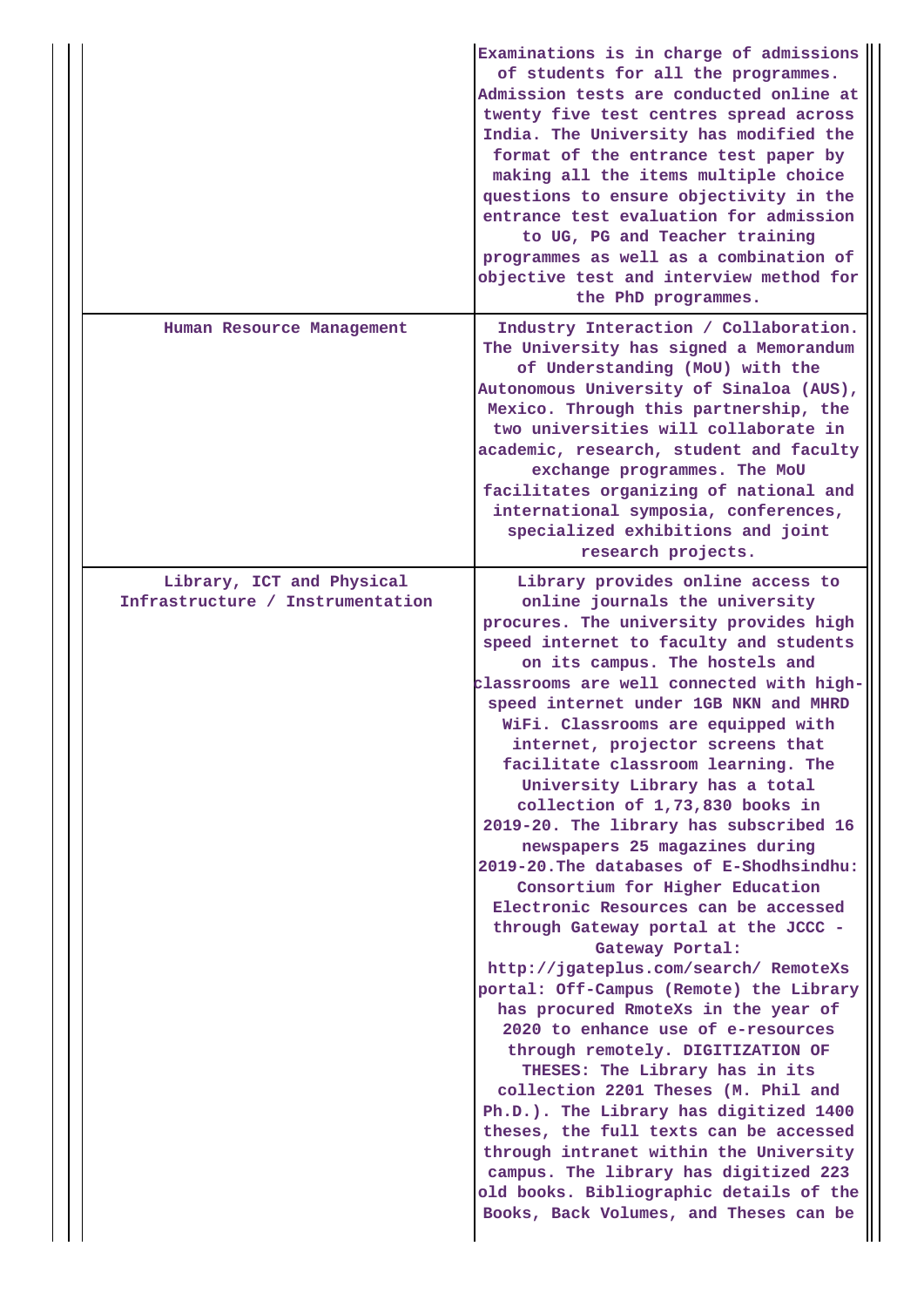| | |
|---|---|
| | Examinations is in charge of admissions of students for all the programmes. Admission tests are conducted online at twenty five test centres spread across India. The University has modified the format of the entrance test paper by making all the items multiple choice questions to ensure objectivity in the entrance test evaluation for admission to UG, PG and Teacher training programmes as well as a combination of objective test and interview method for the PhD programmes. |
| Human Resource Management | Industry Interaction / Collaboration. The University has signed a Memorandum of Understanding (MoU) with the Autonomous University of Sinaloa (AUS), Mexico. Through this partnership, the two universities will collaborate in academic, research, student and faculty exchange programmes. The MoU facilitates organizing of national and international symposia, conferences, specialized exhibitions and joint research projects. |
| Library, ICT and Physical Infrastructure / Instrumentation | Library provides online access to online journals the university procures. The university provides high speed internet to faculty and students on its campus. The hostels and classrooms are well connected with high-speed internet under 1GB NKN and MHRD WiFi. Classrooms are equipped with internet, projector screens that facilitate classroom learning. The University Library has a total collection of 1,73,830 books in 2019-20. The library has subscribed 16 newspapers 25 magazines during 2019-20.The databases of E-Shodhsindhu: Consortium for Higher Education Electronic Resources can be accessed through Gateway portal at the JCCC - Gateway Portal: http://jgateplus.com/search/ RemoteXs portal: Off-Campus (Remote) the Library has procured RmoteXs in the year of 2020 to enhance use of e-resources through remotely. DIGITIZATION OF THESES: The Library has in its collection 2201 Theses (M. Phil and Ph.D.). The Library has digitized 1400 theses, the full texts can be accessed through intranet within the University campus. The library has digitized 223 old books. Bibliographic details of the Books, Back Volumes, and Theses can be |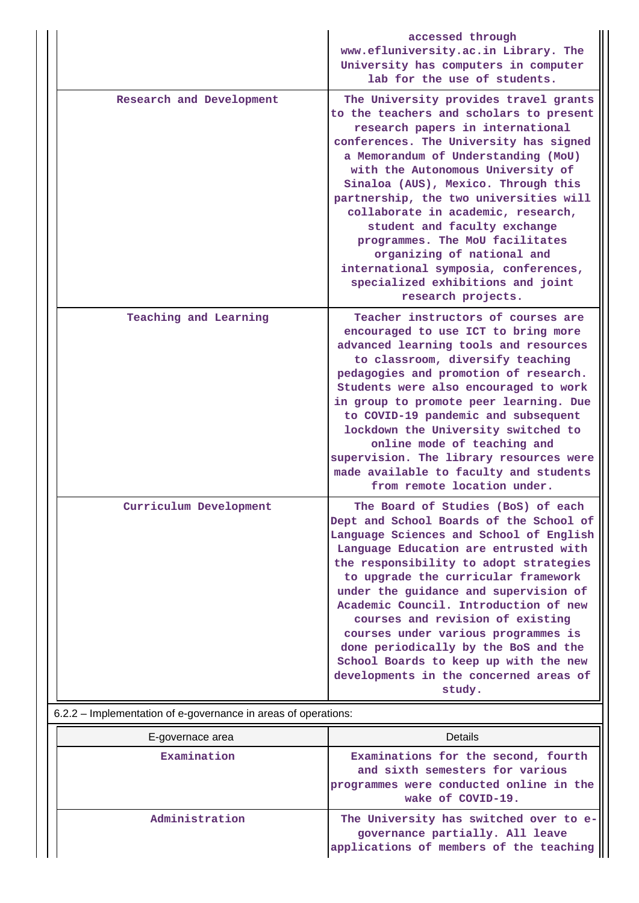| | |
|---|---|
| | accessed through www.efluniversity.ac.in Library. The University has computers in computer lab for the use of students. |
| Research and Development | The University provides travel grants to the teachers and scholars to present research papers in international conferences. The University has signed a Memorandum of Understanding (MoU) with the Autonomous University of Sinaloa (AUS), Mexico. Through this partnership, the two universities will collaborate in academic, research, student and faculty exchange programmes. The MoU facilitates organizing of national and international symposia, conferences, specialized exhibitions and joint research projects. |
| Teaching and Learning | Teacher instructors of courses are encouraged to use ICT to bring more advanced learning tools and resources to classroom, diversify teaching pedagogies and promotion of research. Students were also encouraged to work in group to promote peer learning. Due to COVID-19 pandemic and subsequent lockdown the University switched to online mode of teaching and supervision. The library resources were made available to faculty and students from remote location under. |
| Curriculum Development | The Board of Studies (BoS) of each Dept and School Boards of the School of Language Sciences and School of English Language Education are entrusted with the responsibility to adopt strategies to upgrade the curricular framework under the guidance and supervision of Academic Council. Introduction of new courses and revision of existing courses under various programmes is done periodically by the BoS and the School Boards to keep up with the new developments in the concerned areas of study. |

6.2.2 – Implementation of e-governance in areas of operations:

| E-governace area | Details |
|---|---|
| Examination | Examinations for the second, fourth and sixth semesters for various programmes were conducted online in the wake of COVID-19. |
| Administration | The University has switched over to e-governance partially. All leave applications of members of the teaching |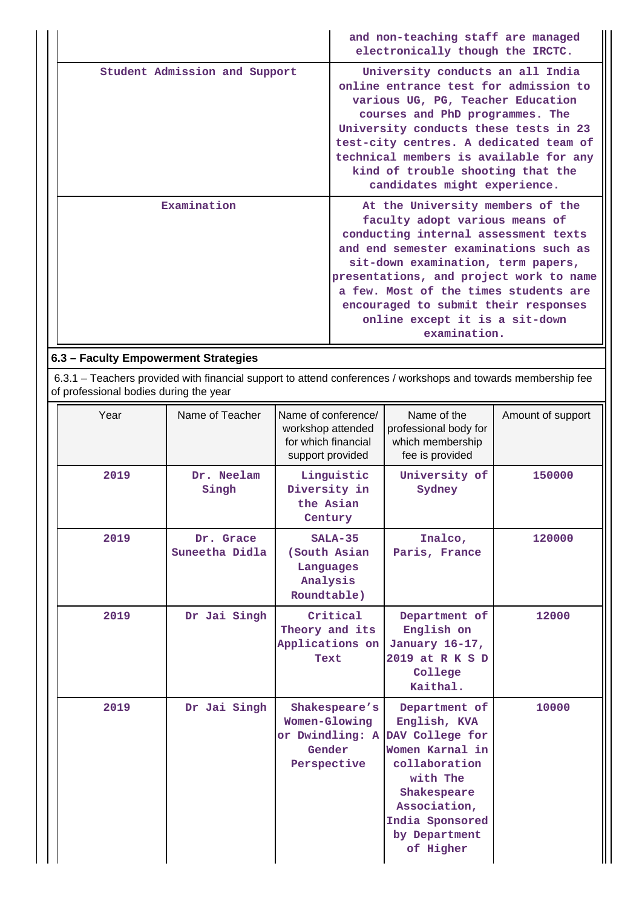| | |
|---|---|
| | and non-teaching staff are managed electronically though the IRCTC. |
| Student Admission and Support | University conducts an all India online entrance test for admission to various UG, PG, Teacher Education courses and PhD programmes. The University conducts these tests in 23 test-city centres. A dedicated team of technical members is available for any kind of trouble shooting that the candidates might experience. |
| Examination | At the University members of the faculty adopt various means of conducting internal assessment texts and end semester examinations such as sit-down examination, term papers, presentations, and project work to name a few. Most of the times students are encouraged to submit their responses online except it is a sit-down examination. |

**6.3 – Faculty Empowerment Strategies**

6.3.1 – Teachers provided with financial support to attend conferences / workshops and towards membership fee of professional bodies during the year

| Year | Name of Teacher | Name of conference/ workshop attended for which financial support provided | Name of the professional body for which membership fee is provided | Amount of support |
|---|---|---|---|---|
| 2019 | Dr. Neelam Singh | Linguistic Diversity in the Asian Century | University of Sydney | 150000 |
| 2019 | Dr. Grace Suneetha Didla | SALA-35 (South Asian Languages Analysis Roundtable) | Inalco, Paris, France | 120000 |
| 2019 | Dr Jai Singh | Critical Theory and its Applications on Text | Department of English on January 16-17, 2019 at R K S D College Kaithal. | 12000 |
| 2019 | Dr Jai Singh | Shakespeare's Women-Glowing or Dwindling: A Gender Perspective | Department of English, KVA DAV College for Women Karnal in collaboration with The Shakespeare Association, India Sponsored by Department of Higher | 10000 |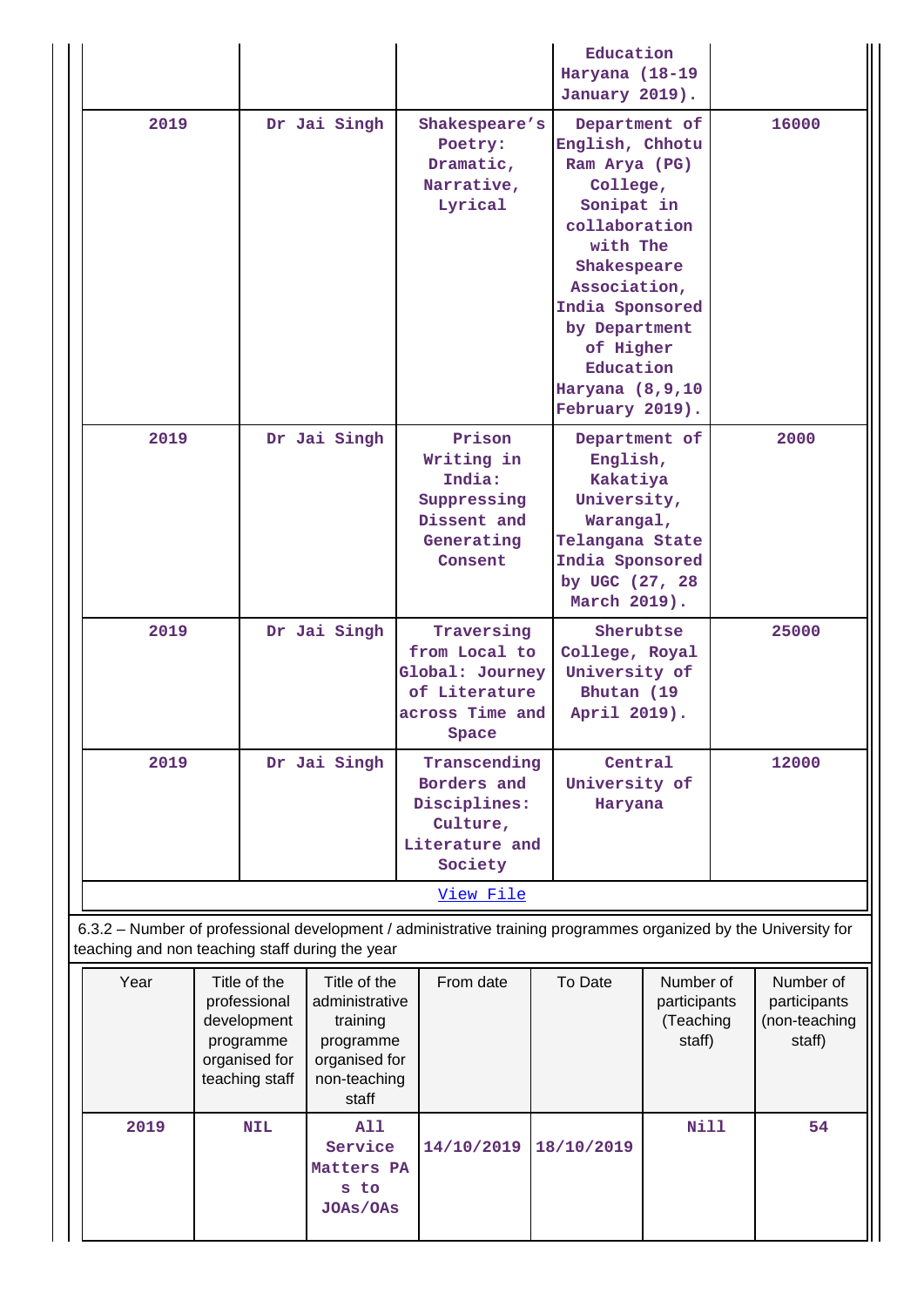| | | | | |
|---|---|---|---|---|
| | | | Education Haryana (18-19 January 2019). | |
| 2019 | Dr Jai Singh | Shakespeare's Poetry: Dramatic, Narrative, Lyrical | Department of English, Chhotu Ram Arya (PG) College, Sonipat in collaboration with The Shakespeare Association, India Sponsored by Department of Higher Education Haryana (8,9,10 February 2019). | 16000 |
| 2019 | Dr Jai Singh | Prison Writing in India: Suppressing Dissent and Generating Consent | Department of English, Kakatiya University, Warangal, Telangana State India Sponsored by UGC (27, 28 March 2019). | 2000 |
| 2019 | Dr Jai Singh | Traversing from Local to Global: Journey of Literature across Time and Space | Sherubtse College, Royal University of Bhutan (19 April 2019). | 25000 |
| 2019 | Dr Jai Singh | Transcending Borders and Disciplines: Culture, Literature and Society | Central University of Haryana | 12000 |

[View File]

6.3.2 – Number of professional development / administrative training programmes organized by the University for teaching and non teaching staff during the year

| Year | Title of the professional development programme organised for teaching staff | Title of the administrative training programme organised for non-teaching staff | From date | To Date | Number of participants (Teaching staff) | Number of participants (non-teaching staff) |
|---|---|---|---|---|---|---|
| 2019 | NIL | All Service Matters PA s to JOAs/OAs | 14/10/2019 | 18/10/2019 | Nill | 54 |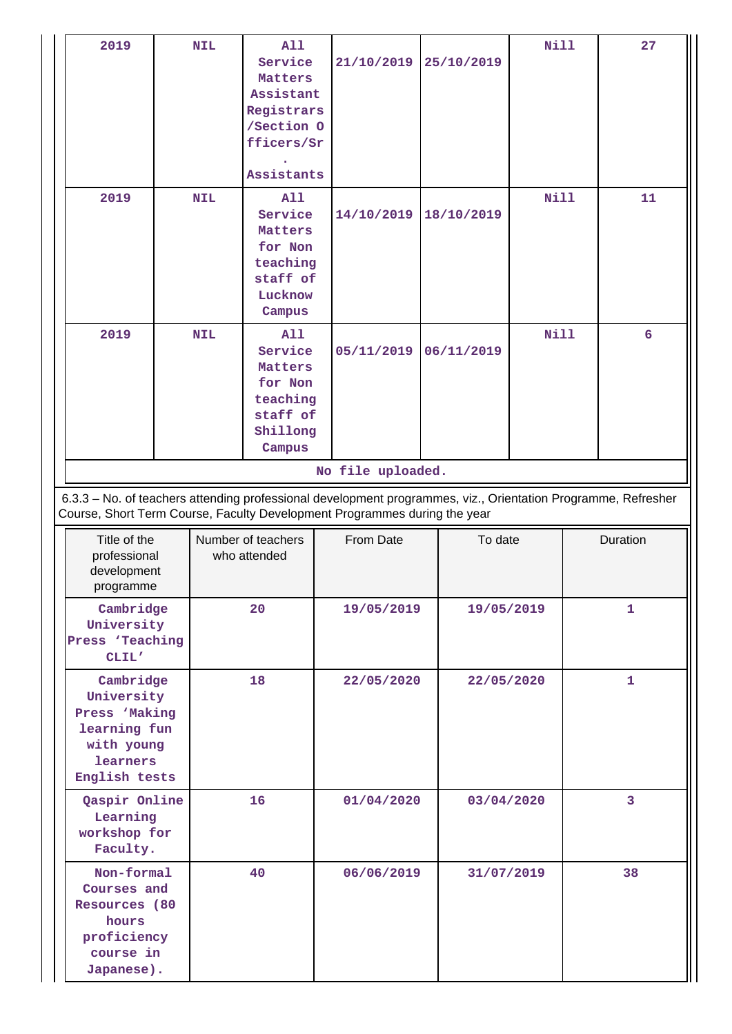| 2019 | NIL | All Service Matters Assistant Registrars /Section Officers/Sr. Assistants | 21/10/2019 | 25/10/2019 | Nill | 27 |
|---|---|---|---|---|---|---|
| 2019 | NIL | All Service Matters for Non teaching staff of Lucknow Campus | 14/10/2019 | 18/10/2019 | Nill | 11 |
| 2019 | NIL | All Service Matters for Non teaching staff of Shillong Campus | 05/11/2019 | 06/11/2019 | Nill | 6 |

No file uploaded.

6.3.3 – No. of teachers attending professional development programmes, viz., Orientation Programme, Refresher Course, Short Term Course, Faculty Development Programmes during the year

| Title of the professional development programme | Number of teachers who attended | From Date | To date | Duration |
|---|---|---|---|---|
| Cambridge University Press 'Teaching CLIL' | 20 | 19/05/2019 | 19/05/2019 | 1 |
| Cambridge University Press 'Making learning fun with young learners English tests | 18 | 22/05/2020 | 22/05/2020 | 1 |
| Qaspir Online Learning workshop for Faculty. | 16 | 01/04/2020 | 03/04/2020 | 3 |
| Non-formal Courses and Resources (80 hours proficiency course in Japanese). | 40 | 06/06/2019 | 31/07/2019 | 38 |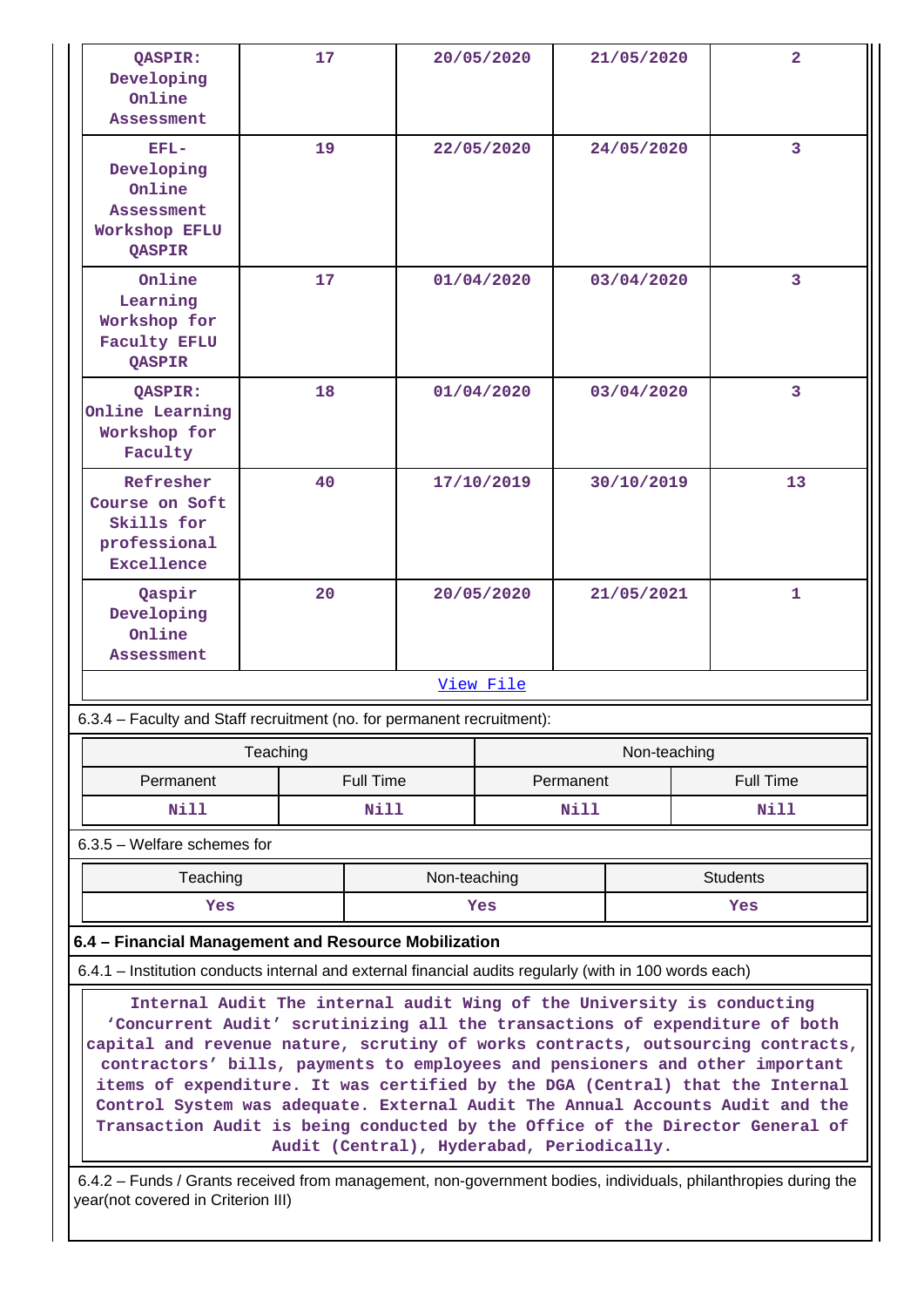| QASPIR: Developing Online Assessment | 17 | 20/05/2020 | 21/05/2020 | 2 |
|---|---|---|---|---|
| EFL- Developing Online Assessment Workshop EFLU QASPIR | 19 | 22/05/2020 | 24/05/2020 | 3 |
| Online Learning Workshop for Faculty EFLU QASPIR | 17 | 01/04/2020 | 03/04/2020 | 3 |
| QASPIR: Online Learning Workshop for Faculty | 18 | 01/04/2020 | 03/04/2020 | 3 |
| Refresher Course on Soft Skills for professional Excellence | 40 | 17/10/2019 | 30/10/2019 | 13 |
| Qaspir Developing Online Assessment | 20 | 20/05/2020 | 21/05/2021 | 1 |

View File

6.3.4 – Faculty and Staff recruitment (no. for permanent recruitment):

| Teaching | | Non-teaching | |
|---|---|---|---|
| Permanent | Full Time | Permanent | Full Time |
| Nill | Nill | Nill | Nill |

6.3.5 – Welfare schemes for

| Teaching | Non-teaching | Students |
|---|---|---|
| Yes | Yes | Yes |

**6.4 – Financial Management and Resource Mobilization**

6.4.1 – Institution conducts internal and external financial audits regularly (with in 100 words each)

Internal Audit The internal audit Wing of the University is conducting 'Concurrent Audit' scrutinizing all the transactions of expenditure of both capital and revenue nature, scrutiny of works contracts, outsourcing contracts, contractors' bills, payments to employees and pensioners and other important items of expenditure. It was certified by the DGA (Central) that the Internal Control System was adequate. External Audit The Annual Accounts Audit and the Transaction Audit is being conducted by the Office of the Director General of Audit (Central), Hyderabad, Periodically.

6.4.2 – Funds / Grants received from management, non-government bodies, individuals, philanthropies during the year(not covered in Criterion III)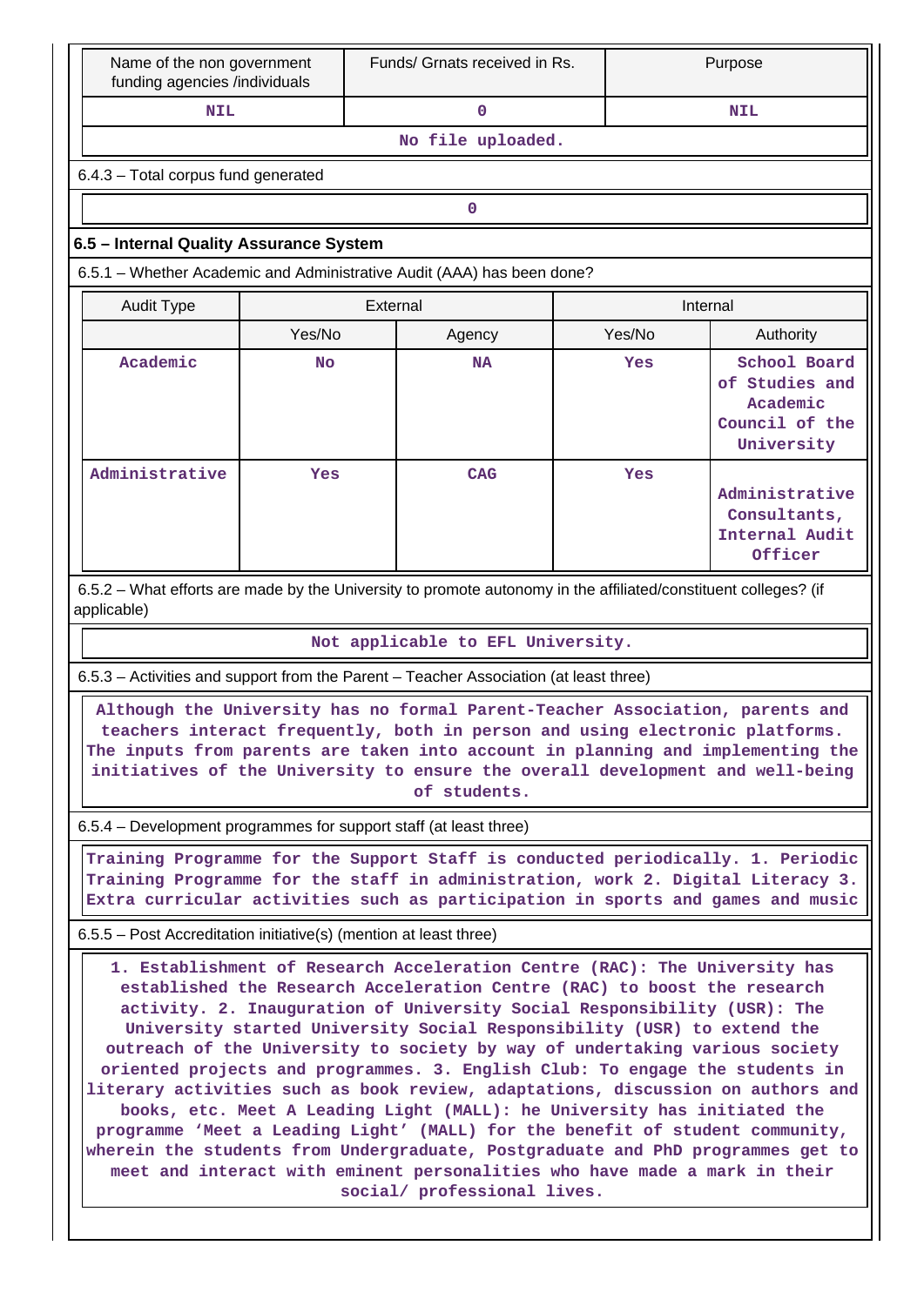| Name of the non government funding agencies /individuals | Funds/ Grnats received in Rs. | Purpose |
|---|---|---|
| NIL | 0 | NIL |
| No file uploaded. | | |

6.4.3 – Total corpus fund generated

| 0 |
|---|

### 6.5 – Internal Quality Assurance System

6.5.1 – Whether Academic and Administrative Audit (AAA) has been done?

| Audit Type | External | | Internal | |
|---|---|---|---|---|
| | Yes/No | Agency | Yes/No | Authority |
| Academic | No | NA | Yes | School Board of Studies and Academic Council of the University |
| Administrative | Yes | CAG | Yes | Administrative Consultants, Internal Audit Officer |

6.5.2 – What efforts are made by the University to promote autonomy in the affiliated/constituent colleges? (if applicable)

Not applicable to EFL University.

6.5.3 – Activities and support from the Parent – Teacher Association (at least three)

Although the University has no formal Parent-Teacher Association, parents and teachers interact frequently, both in person and using electronic platforms. The inputs from parents are taken into account in planning and implementing the initiatives of the University to ensure the overall development and well-being of students.

6.5.4 – Development programmes for support staff (at least three)

Training Programme for the Support Staff is conducted periodically. 1. Periodic Training Programme for the staff in administration, work 2. Digital Literacy 3. Extra curricular activities such as participation in sports and games and music

6.5.5 – Post Accreditation initiative(s) (mention at least three)

1. Establishment of Research Acceleration Centre (RAC): The University has established the Research Acceleration Centre (RAC) to boost the research activity. 2. Inauguration of University Social Responsibility (USR): The University started University Social Responsibility (USR) to extend the outreach of the University to society by way of undertaking various society oriented projects and programmes. 3. English Club: To engage the students in literary activities such as book review, adaptations, discussion on authors and books, etc. Meet A Leading Light (MALL): he University has initiated the programme 'Meet a Leading Light' (MALL) for the benefit of student community, wherein the students from Undergraduate, Postgraduate and PhD programmes get to meet and interact with eminent personalities who have made a mark in their social/ professional lives.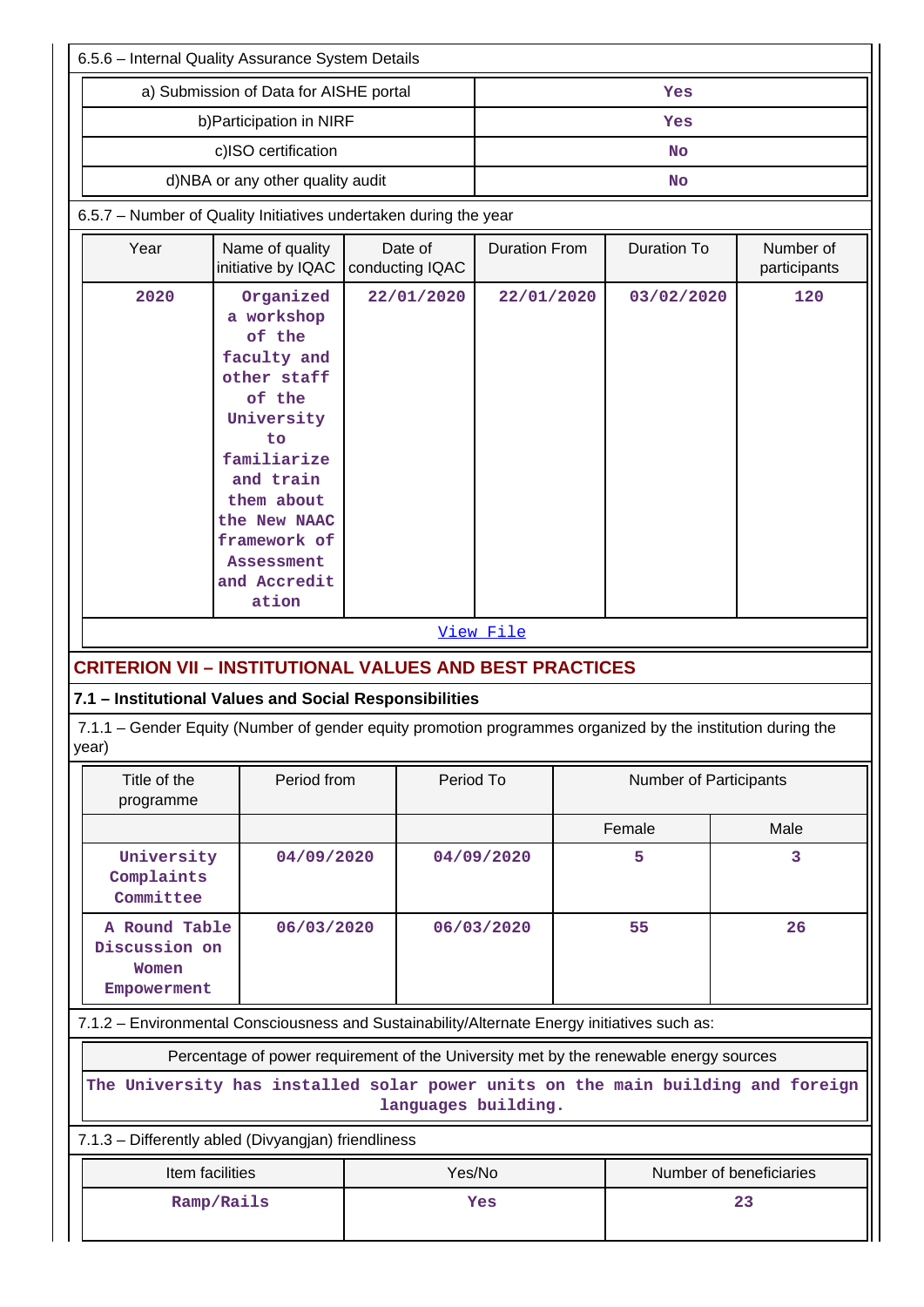6.5.6 – Internal Quality Assurance System Details

| | |
|---|---|
| a) Submission of Data for AISHE portal | Yes |
| b)Participation in NIRF | Yes |
| c)ISO certification | No |
| d)NBA or any other quality audit | No |

6.5.7 – Number of Quality Initiatives undertaken during the year

| Year | Name of quality initiative by IQAC | Date of conducting IQAC | Duration From | Duration To | Number of participants |
|---|---|---|---|---|---|
| 2020 | Organized a workshop of the faculty and other staff of the University to familiarize and train them about the New NAAC framework of Assessment and Accreditation | 22/01/2020 | 22/01/2020 | 03/02/2020 | 120 |

View File

## CRITERION VII – INSTITUTIONAL VALUES AND BEST PRACTICES

### 7.1 – Institutional Values and Social Responsibilities

7.1.1 – Gender Equity (Number of gender equity promotion programmes organized by the institution during the year)

| Title of the programme | Period from | Period To | Number of Participants | |
|---|---|---|---|---|
| | | | Female | Male |
| University Complaints Committee | 04/09/2020 | 04/09/2020 | 5 | 3 |
| A Round Table Discussion on Women Empowerment | 06/03/2020 | 06/03/2020 | 55 | 26 |

7.1.2 – Environmental Consciousness and Sustainability/Alternate Energy initiatives such as:

| Percentage of power requirement of the University met by the renewable energy sources |
|---|
| The University has installed solar power units on the main building and foreign languages building. |

7.1.3 – Differently abled (Divyangjan) friendliness

| Item facilities | Yes/No | Number of beneficiaries |
|---|---|---|
| Ramp/Rails | Yes | 23 |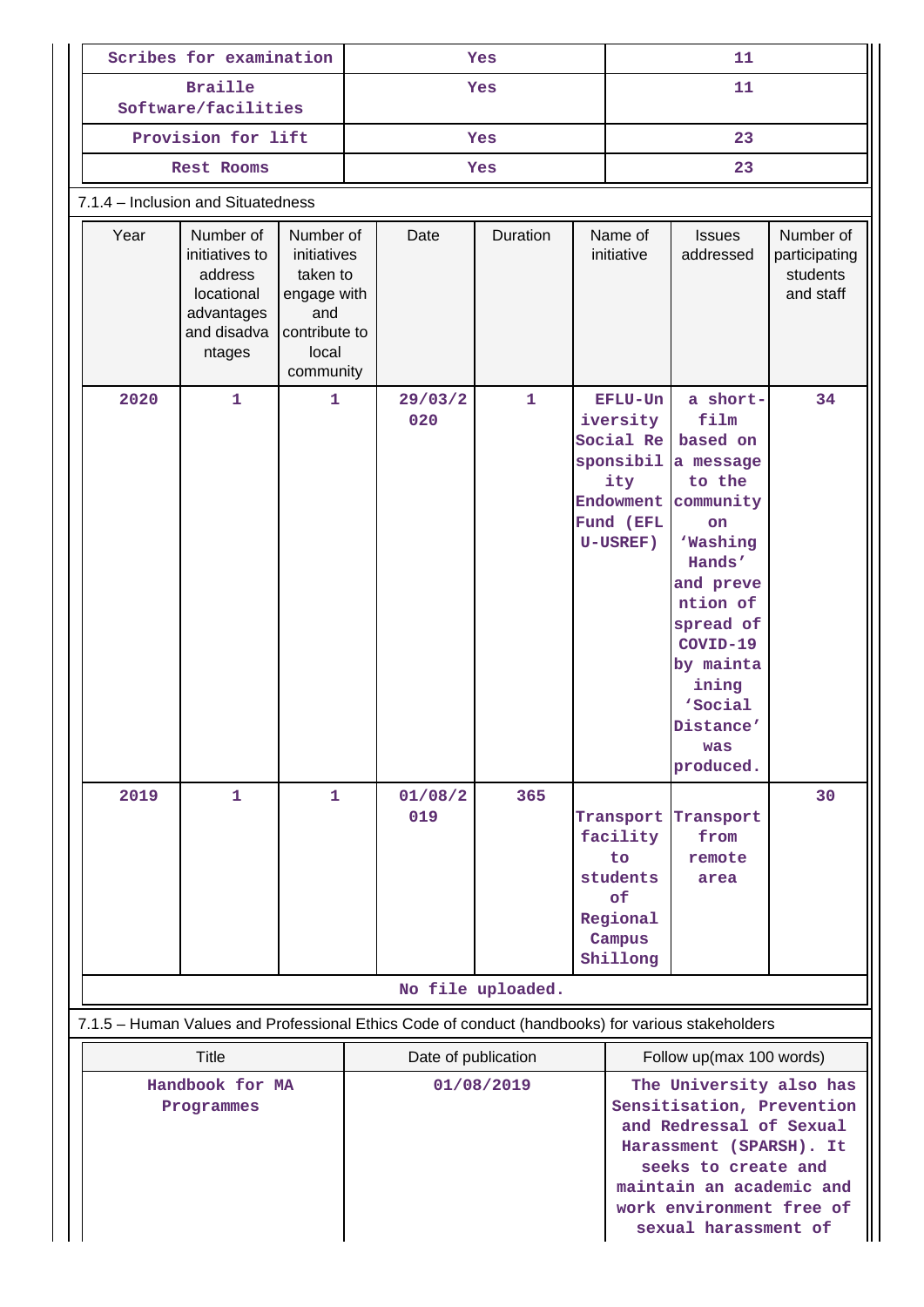| Scribes for examination | Yes | 11 |
|---|---|---|
| Braille Software/facilities | Yes | 11 |
| Provision for lift | Yes | 23 |
| Rest Rooms | Yes | 23 |

7.1.4 – Inclusion and Situatedness

| Year | Number of initiatives to address locational advantages and disadvantages | Number of initiatives taken to engage with and contribute to local community | Date | Duration | Name of initiative | Issues addressed | Number of participating students and staff |
|---|---|---|---|---|---|---|---|
| 2020 | 1 | 1 | 29/03/2020 | 1 | EFLU-University Social Responsibility Endowment Fund (EFLU-USREF) | a short-film based on a message to the community on 'Washing Hands' and prevention of spread of COVID-19 by maintaining 'Social Distance' was produced. | 34 |
| 2019 | 1 | 1 | 01/08/2019 | 365 | Transport facility to students of Regional Campus Shillong | Transport from remote area | 30 |

No file uploaded.

7.1.5 – Human Values and Professional Ethics Code of conduct (handbooks) for various stakeholders

| Title | Date of publication | Follow up(max 100 words) |
|---|---|---|
| Handbook for MA Programmes | 01/08/2019 | The University also has Sensitisation, Prevention and Redressal of Sexual Harassment (SPARSH). It seeks to create and maintain an academic and work environment free of sexual harassment of |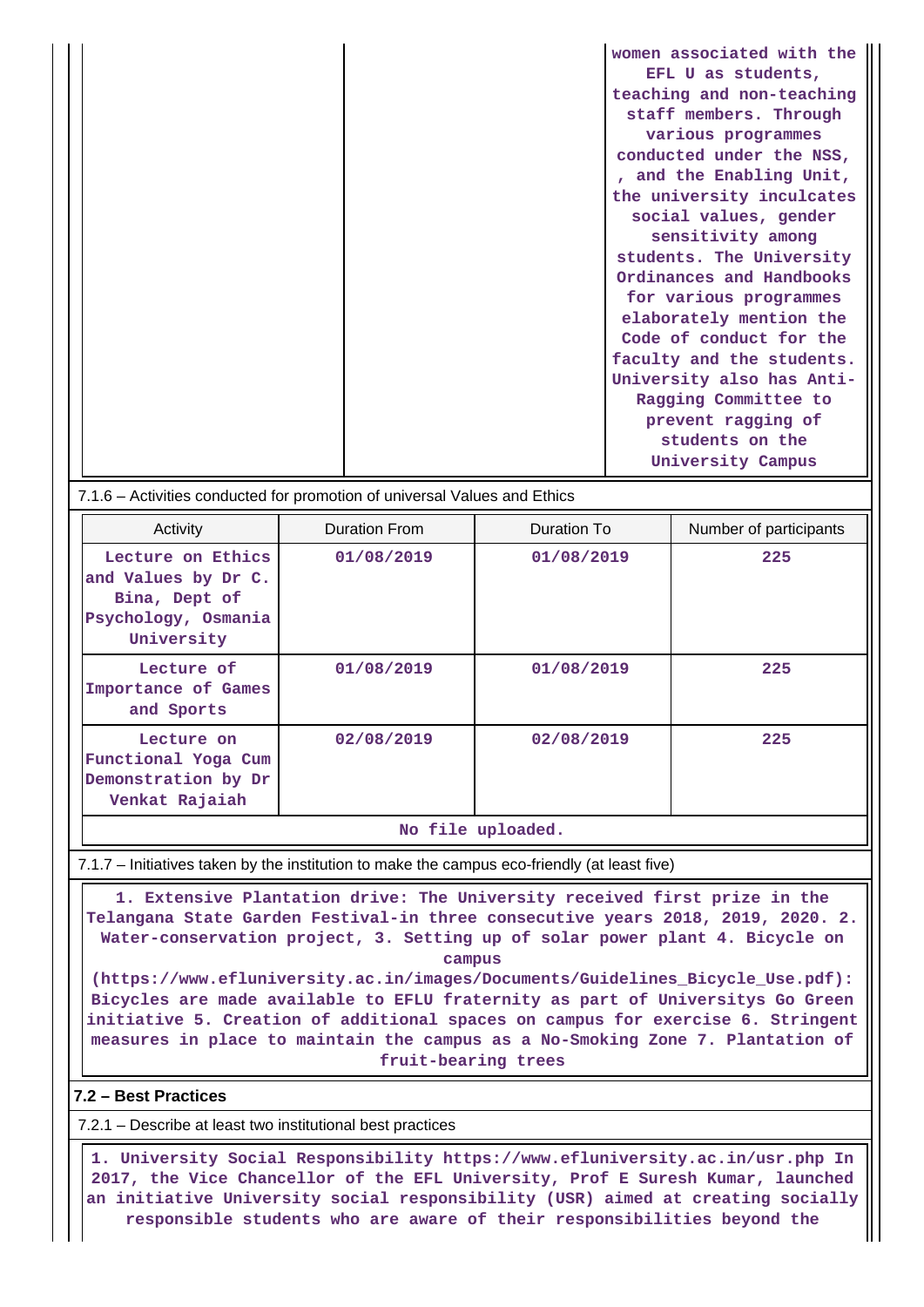| | | women associated with the EFL U as students, teaching and non-teaching staff members. Through various programmes conducted under the NSS, , and the Enabling Unit, the university inculcates social values, gender sensitivity among students. The University Ordinances and Handbooks for various programmes elaborately mention the Code of conduct for the faculty and the students. University also has Anti-Ragging Committee to prevent ragging of students on the University Campus |
|---|---|---|

7.1.6 – Activities conducted for promotion of universal Values and Ethics

| Activity | Duration From | Duration To | Number of participants |
|---|---|---|---|
| Lecture on Ethics and Values by Dr C. Bina, Dept of Psychology, Osmania University | 01/08/2019 | 01/08/2019 | 225 |
| Lecture of Importance of Games and Sports | 01/08/2019 | 01/08/2019 | 225 |
| Lecture on Functional Yoga Cum Demonstration by Dr Venkat Rajaiah | 02/08/2019 | 02/08/2019 | 225 |

No file uploaded.

7.1.7 – Initiatives taken by the institution to make the campus eco-friendly (at least five)

1. Extensive Plantation drive: The University received first prize in the Telangana State Garden Festival-in three consecutive years 2018, 2019, 2020. 2. Water-conservation project, 3. Setting up of solar power plant 4. Bicycle on campus (https://www.efluniversity.ac.in/images/Documents/Guidelines_Bicycle_Use.pdf): Bicycles are made available to EFLU fraternity as part of Universitys Go Green initiative 5. Creation of additional spaces on campus for exercise 6. Stringent measures in place to maintain the campus as a No-Smoking Zone 7. Plantation of fruit-bearing trees

## 7.2 – Best Practices

7.2.1 – Describe at least two institutional best practices

1. University Social Responsibility https://www.efluniversity.ac.in/usr.php In 2017, the Vice Chancellor of the EFL University, Prof E Suresh Kumar, launched an initiative University social responsibility (USR) aimed at creating socially responsible students who are aware of their responsibilities beyond the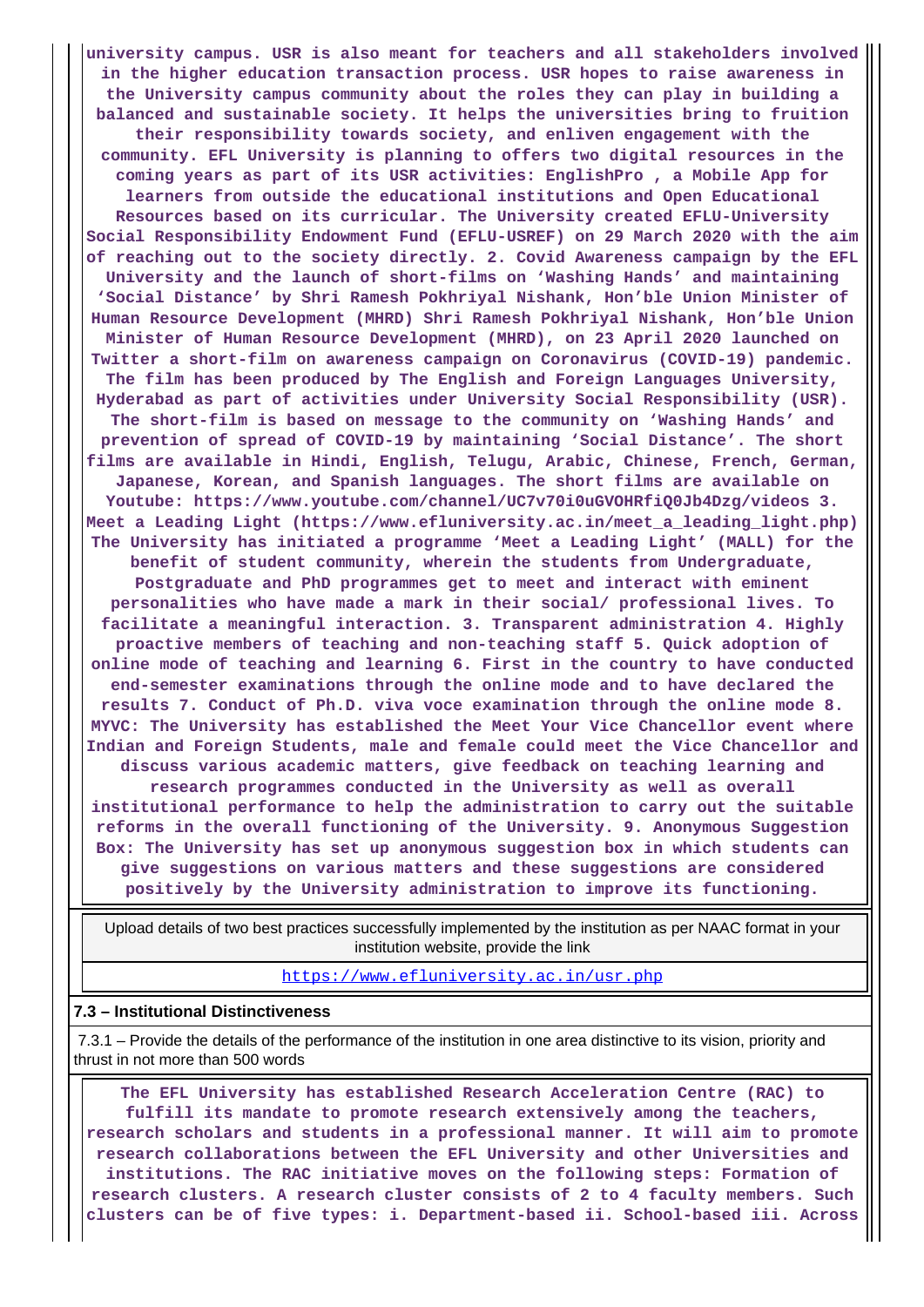**university campus. USR is also meant for teachers and all stakeholders involved in the higher education transaction process. USR hopes to raise awareness in the University campus community about the roles they can play in building a balanced and sustainable society. It helps the universities bring to fruition their responsibility towards society, and enliven engagement with the community. EFL University is planning to offers two digital resources in the coming years as part of its USR activities: EnglishPro , a Mobile App for learners from outside the educational institutions and Open Educational Resources based on its curricular. The University created EFLU-University Social Responsibility Endowment Fund (EFLU-USREF) on 29 March 2020 with the aim of reaching out to the society directly. 2. Covid Awareness campaign by the EFL University and the launch of short-films on 'Washing Hands' and maintaining 'Social Distance' by Shri Ramesh Pokhriyal Nishank, Hon'ble Union Minister of Human Resource Development (MHRD) Shri Ramesh Pokhriyal Nishank, Hon'ble Union Minister of Human Resource Development (MHRD), on 23 April 2020 launched on Twitter a short-film on awareness campaign on Coronavirus (COVID-19) pandemic. The film has been produced by The English and Foreign Languages University, Hyderabad as part of activities under University Social Responsibility (USR). The short-film is based on message to the community on 'Washing Hands' and prevention of spread of COVID-19 by maintaining 'Social Distance'. The short films are available in Hindi, English, Telugu, Arabic, Chinese, French, German, Japanese, Korean, and Spanish languages. The short films are available on Youtube: https://www.youtube.com/channel/UC7v70i0uGVOHRfiQ0Jb4Dzg/videos 3. Meet a Leading Light (https://www.efluniversity.ac.in/meet_a_leading_light.php) The University has initiated a programme 'Meet a Leading Light' (MALL) for the benefit of student community, wherein the students from Undergraduate, Postgraduate and PhD programmes get to meet and interact with eminent personalities who have made a mark in their social/ professional lives. To facilitate a meaningful interaction. 3. Transparent administration 4. Highly proactive members of teaching and non-teaching staff 5. Quick adoption of online mode of teaching and learning 6. First in the country to have conducted end-semester examinations through the online mode and to have declared the results 7. Conduct of Ph.D. viva voce examination through the online mode 8. MYVC: The University has established the Meet Your Vice Chancellor event where Indian and Foreign Students, male and female could meet the Vice Chancellor and discuss various academic matters, give feedback on teaching learning and research programmes conducted in the University as well as overall institutional performance to help the administration to carry out the suitable reforms in the overall functioning of the University. 9. Anonymous Suggestion Box: The University has set up anonymous suggestion box in which students can give suggestions on various matters and these suggestions are considered positively by the University administration to improve its functioning.**

| Upload details of two best practices successfully implemented by the institution as per NAAC format in your institution website, provide the link |
|---|
| https://www.efluniversity.ac.in/usr.php |

**7.3 – Institutional Distinctiveness**

7.3.1 – Provide the details of the performance of the institution in one area distinctive to its vision, priority and thrust in not more than 500 words

**The EFL University has established Research Acceleration Centre (RAC) to fulfill its mandate to promote research extensively among the teachers, research scholars and students in a professional manner. It will aim to promote research collaborations between the EFL University and other Universities and institutions. The RAC initiative moves on the following steps: Formation of research clusters. A research cluster consists of 2 to 4 faculty members. Such clusters can be of five types: i. Department-based ii. School-based iii. Across**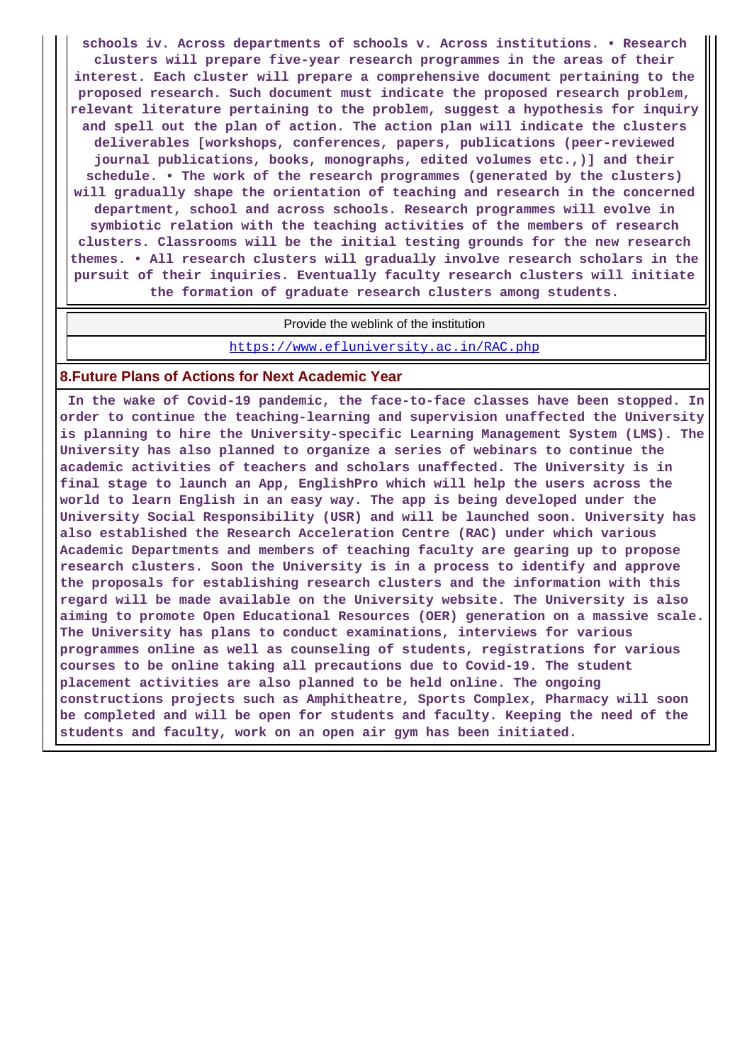**schools iv. Across departments of schools v. Across institutions. • Research clusters will prepare five-year research programmes in the areas of their interest. Each cluster will prepare a comprehensive document pertaining to the proposed research. Such document must indicate the proposed research problem, relevant literature pertaining to the problem, suggest a hypothesis for inquiry and spell out the plan of action. The action plan will indicate the clusters deliverables [workshops, conferences, papers, publications (peer-reviewed journal publications, books, monographs, edited volumes etc.,)] and their schedule. • The work of the research programmes (generated by the clusters) will gradually shape the orientation of teaching and research in the concerned department, school and across schools. Research programmes will evolve in symbiotic relation with the teaching activities of the members of research clusters. Classrooms will be the initial testing grounds for the new research themes. • All research clusters will gradually involve research scholars in the pursuit of their inquiries. Eventually faculty research clusters will initiate the formation of graduate research clusters among students.**

| Provide the weblink of the institution |
|---|
| https://www.efluniversity.ac.in/RAC.php |

## 8.Future Plans of Actions for Next Academic Year

**In the wake of Covid-19 pandemic, the face-to-face classes have been stopped. In order to continue the teaching-learning and supervision unaffected the University is planning to hire the University-specific Learning Management System (LMS). The University has also planned to organize a series of webinars to continue the academic activities of teachers and scholars unaffected. The University is in final stage to launch an App, EnglishPro which will help the users across the world to learn English in an easy way. The app is being developed under the University Social Responsibility (USR) and will be launched soon. University has also established the Research Acceleration Centre (RAC) under which various Academic Departments and members of teaching faculty are gearing up to propose research clusters. Soon the University is in a process to identify and approve the proposals for establishing research clusters and the information with this regard will be made available on the University website. The University is also aiming to promote Open Educational Resources (OER) generation on a massive scale. The University has plans to conduct examinations, interviews for various programmes online as well as counseling of students, registrations for various courses to be online taking all precautions due to Covid-19. The student placement activities are also planned to be held online. The ongoing constructions projects such as Amphitheatre, Sports Complex, Pharmacy will soon be completed and will be open for students and faculty. Keeping the need of the students and faculty, work on an open air gym has been initiated.**